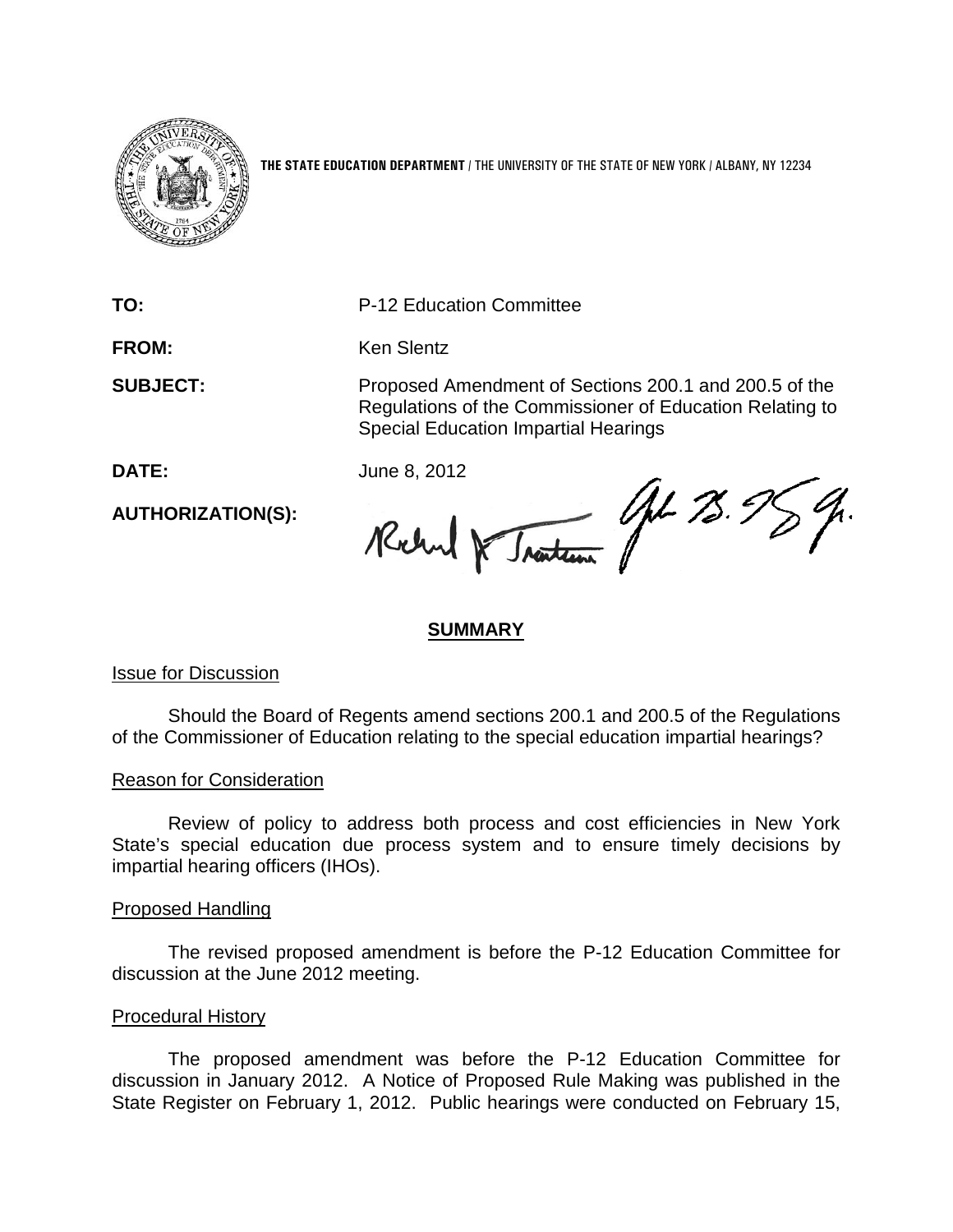**THE STATE EDUCATION DEPARTMENT** / THE UNIVERSITY OF THE STATE OF NEW YORK / ALBANY, NY 12234

**TO:** P-12 Education Committee

**FROM:** Ken Slentz

**SUBJECT:** Proposed Amendment of Sections 200.1 and 200.5 of the Regulations of the Commissioner of Education Relating to Special Education Impartial Hearings

**DATE:** June 8, 2012

**AUTHORIZATION(S):**

## SUMMARY

### Issue for Discussion

Should the Board of Regents amend sections 200.1 and 200.5 of the Regulations of the Commissioner of Education relating to the special education impartial hearings?

### Reason for Consideration

Review of policy to address both process and cost efficiencies in New York State's special education due process system and to ensure timely decisions by impartial hearing officers (IHOs).

### Proposed Handling

The revised proposed amendment is before the P-12 Education Committee for discussion at the June 2012 meeting.

### Procedural History

The proposed amendment was before the P-12 Education Committee for discussion in January 2012. A Notice of Proposed Rule Making was published in the State Register on February 1, 2012. Public hearings were conducted on February 15,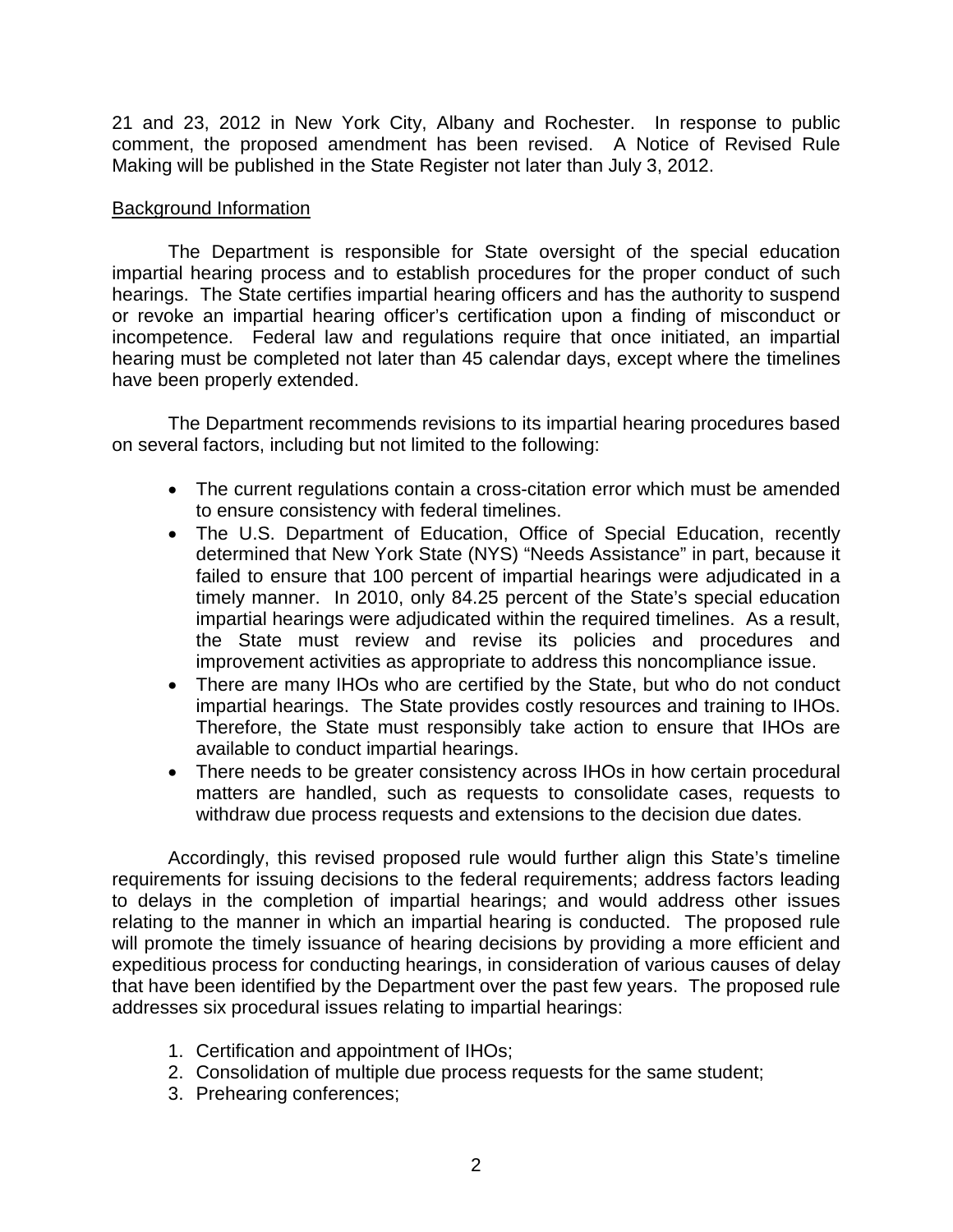21 and 23, 2012 in New York City, Albany and Rochester. In response to public comment, the proposed amendment has been revised. A Notice of Revised Rule Making will be published in the State Register not later than July 3, 2012.

Background Information

The Department is responsible for State oversight of the special education impartial hearing process and to establish procedures for the proper conduct of such hearings. The State certifies impartial hearing officers and has the authority to suspend or revoke an impartial hearing officer's certification upon a finding of misconduct or incompetence. Federal law and regulations require that once initiated, an impartial hearing must be completed not later than 45 calendar days, except where the timelines have been properly extended.

The Department recommends revisions to its impartial hearing procedures based on several factors, including but not limited to the following:

- The current regulations contain a cross-citation error which must be amended to ensure consistency with federal timelines.
- The U.S. Department of Education, Office of Special Education, recently determined that New York State (NYS) "Needs Assistance" in part, because it failed to ensure that 100 percent of impartial hearings were adjudicated in a timely manner. In 2010, only 84.25 percent of the State's special education impartial hearings were adjudicated within the required timelines. As a result, the State must review and revise its policies and procedures and improvement activities as appropriate to address this noncompliance issue.
- There are many IHOs who are certified by the State, but who do not conduct impartial hearings. The State provides costly resources and training to IHOs. Therefore, the State must responsibly take action to ensure that IHOs are available to conduct impartial hearings.
- There needs to be greater consistency across IHOs in how certain procedural matters are handled, such as requests to consolidate cases, requests to withdraw due process requests and extensions to the decision due dates.

Accordingly, this revised proposed rule would further align this State's timeline requirements for issuing decisions to the federal requirements; address factors leading to delays in the completion of impartial hearings; and would address other issues relating to the manner in which an impartial hearing is conducted. The proposed rule will promote the timely issuance of hearing decisions by providing a more efficient and expeditious process for conducting hearings, in consideration of various causes of delay that have been identified by the Department over the past few years. The proposed rule addresses six procedural issues relating to impartial hearings:

1. Certification and appointment of IHOs;
2. Consolidation of multiple due process requests for the same student;
3. Prehearing conferences;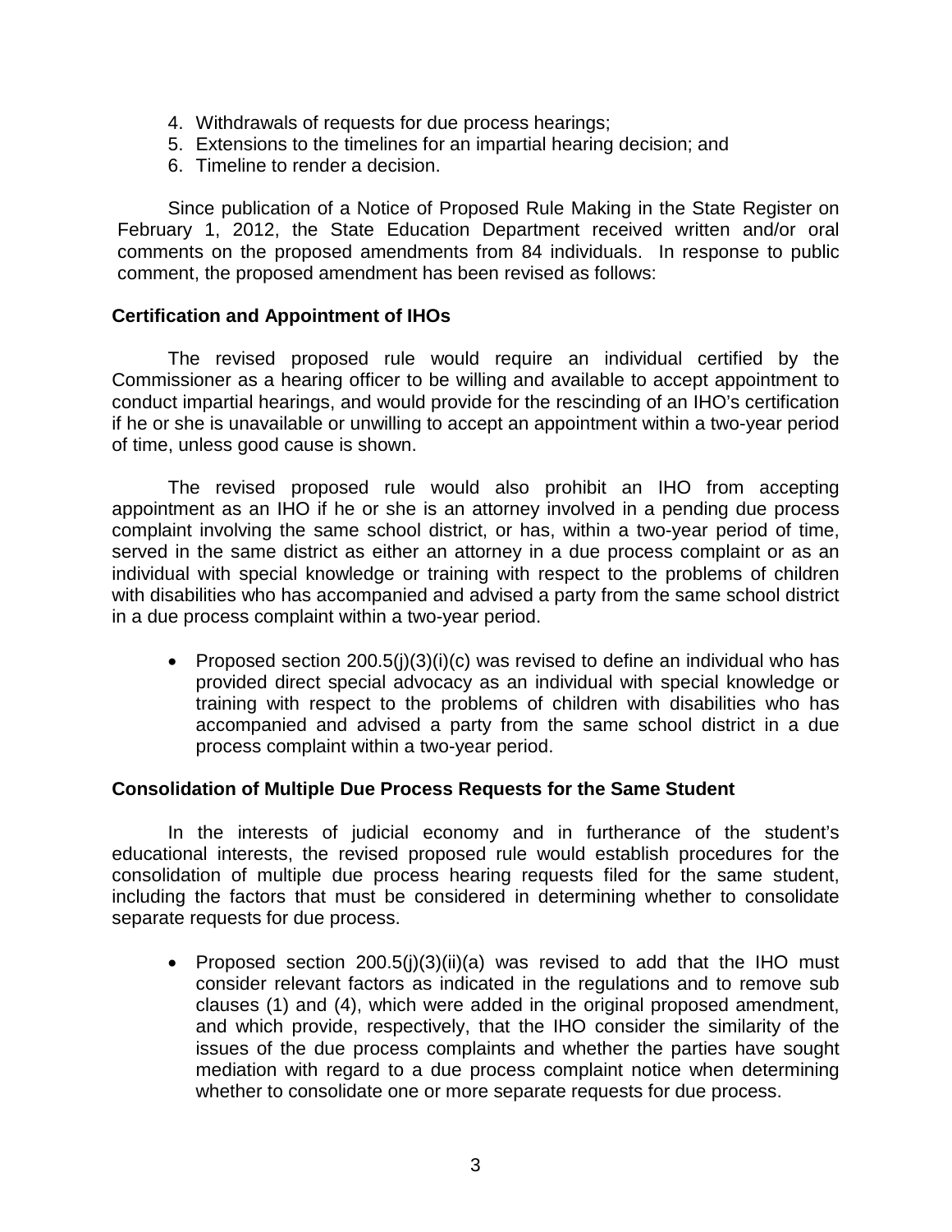4. Withdrawals of requests for due process hearings;
5. Extensions to the timelines for an impartial hearing decision; and
6. Timeline to render a decision.

Since publication of a Notice of Proposed Rule Making in the State Register on February 1, 2012, the State Education Department received written and/or oral comments on the proposed amendments from 84 individuals. In response to public comment, the proposed amendment has been revised as follows:

**Certification and Appointment of IHOs**

The revised proposed rule would require an individual certified by the Commissioner as a hearing officer to be willing and available to accept appointment to conduct impartial hearings, and would provide for the rescinding of an IHO's certification if he or she is unavailable or unwilling to accept an appointment within a two-year period of time, unless good cause is shown.

The revised proposed rule would also prohibit an IHO from accepting appointment as an IHO if he or she is an attorney involved in a pending due process complaint involving the same school district, or has, within a two-year period of time, served in the same district as either an attorney in a due process complaint or as an individual with special knowledge or training with respect to the problems of children with disabilities who has accompanied and advised a party from the same school district in a due process complaint within a two-year period.

- Proposed section 200.5(j)(3)(i)(c) was revised to define an individual who has provided direct special advocacy as an individual with special knowledge or training with respect to the problems of children with disabilities who has accompanied and advised a party from the same school district in a due process complaint within a two-year period.

**Consolidation of Multiple Due Process Requests for the Same Student**

In the interests of judicial economy and in furtherance of the student's educational interests, the revised proposed rule would establish procedures for the consolidation of multiple due process hearing requests filed for the same student, including the factors that must be considered in determining whether to consolidate separate requests for due process.

- Proposed section 200.5(j)(3)(ii)(a) was revised to add that the IHO must consider relevant factors as indicated in the regulations and to remove sub clauses (1) and (4), which were added in the original proposed amendment, and which provide, respectively, that the IHO consider the similarity of the issues of the due process complaints and whether the parties have sought mediation with regard to a due process complaint notice when determining whether to consolidate one or more separate requests for due process.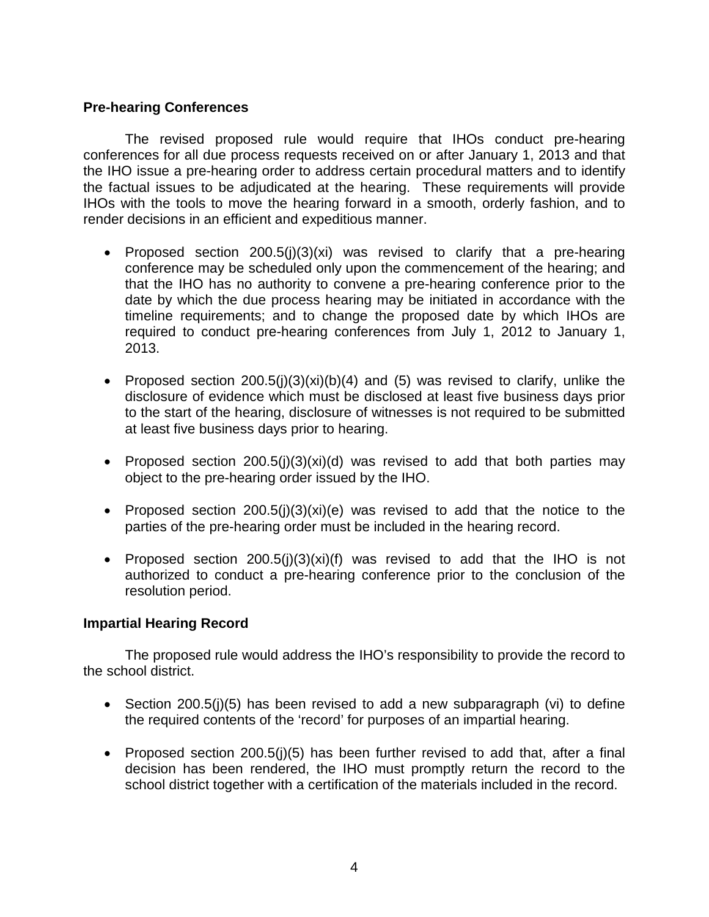**Pre-hearing Conferences**

The revised proposed rule would require that IHOs conduct pre-hearing conferences for all due process requests received on or after January 1, 2013 and that the IHO issue a pre-hearing order to address certain procedural matters and to identify the factual issues to be adjudicated at the hearing. These requirements will provide IHOs with the tools to move the hearing forward in a smooth, orderly fashion, and to render decisions in an efficient and expeditious manner.

- Proposed section 200.5(j)(3)(xi) was revised to clarify that a pre-hearing conference may be scheduled only upon the commencement of the hearing; and that the IHO has no authority to convene a pre-hearing conference prior to the date by which the due process hearing may be initiated in accordance with the timeline requirements; and to change the proposed date by which IHOs are required to conduct pre-hearing conferences from July 1, 2012 to January 1, 2013.

- Proposed section 200.5(j)(3)(xi)(b)(4) and (5) was revised to clarify, unlike the disclosure of evidence which must be disclosed at least five business days prior to the start of the hearing, disclosure of witnesses is not required to be submitted at least five business days prior to hearing.

- Proposed section 200.5(j)(3)(xi)(d) was revised to add that both parties may object to the pre-hearing order issued by the IHO.

- Proposed section 200.5(j)(3)(xi)(e) was revised to add that the notice to the parties of the pre-hearing order must be included in the hearing record.

- Proposed section 200.5(j)(3)(xi)(f) was revised to add that the IHO is not authorized to conduct a pre-hearing conference prior to the conclusion of the resolution period.

**Impartial Hearing Record**

The proposed rule would address the IHO's responsibility to provide the record to the school district.

- Section 200.5(j)(5) has been revised to add a new subparagraph (vi) to define the required contents of the 'record' for purposes of an impartial hearing.

- Proposed section 200.5(j)(5) has been further revised to add that, after a final decision has been rendered, the IHO must promptly return the record to the school district together with a certification of the materials included in the record.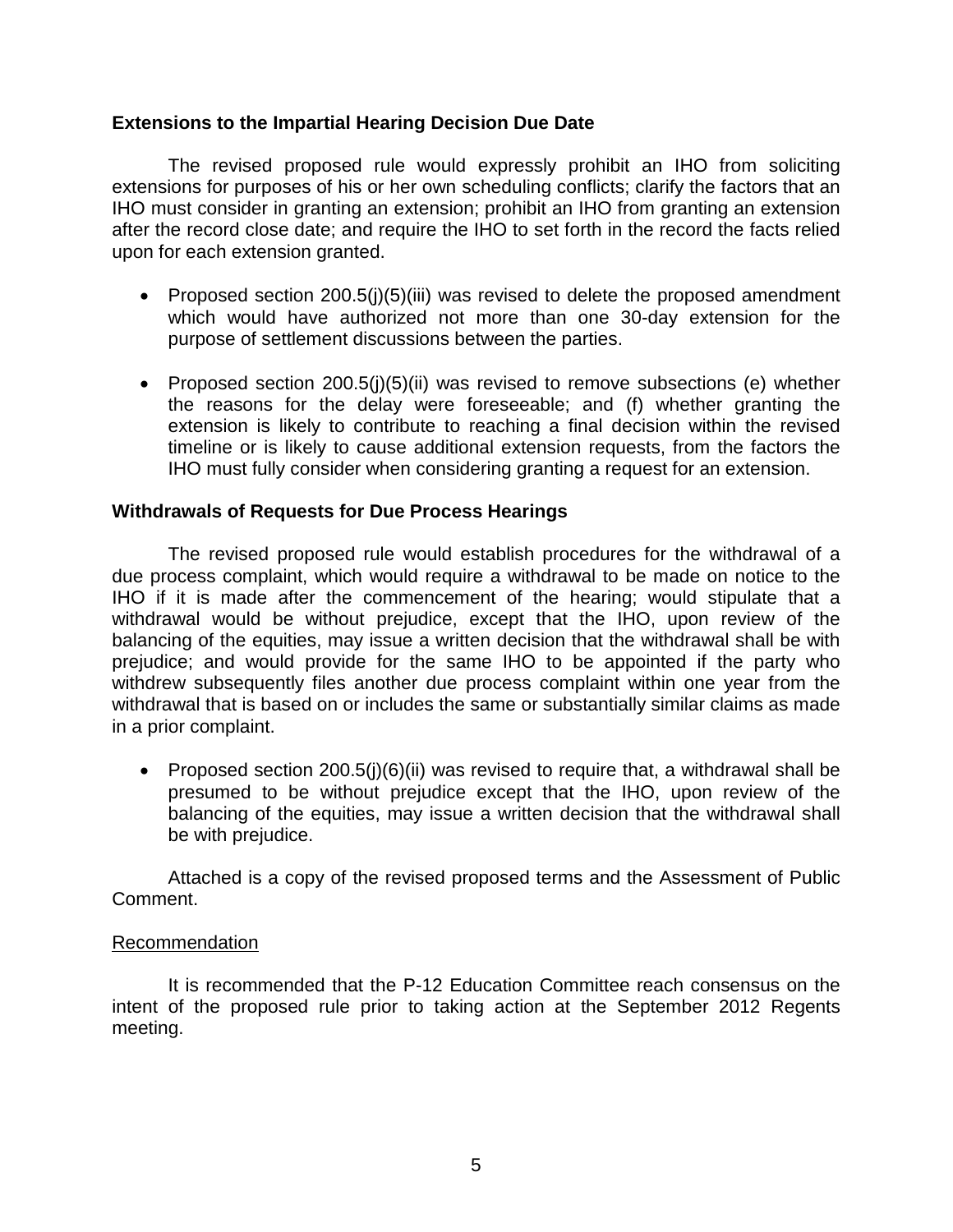**Extensions to the Impartial Hearing Decision Due Date**

The revised proposed rule would expressly prohibit an IHO from soliciting extensions for purposes of his or her own scheduling conflicts; clarify the factors that an IHO must consider in granting an extension; prohibit an IHO from granting an extension after the record close date; and require the IHO to set forth in the record the facts relied upon for each extension granted.

- Proposed section 200.5(j)(5)(iii) was revised to delete the proposed amendment which would have authorized not more than one 30-day extension for the purpose of settlement discussions between the parties.
- Proposed section 200.5(j)(5)(ii) was revised to remove subsections (e) whether the reasons for the delay were foreseeable; and (f) whether granting the extension is likely to contribute to reaching a final decision within the revised timeline or is likely to cause additional extension requests, from the factors the IHO must fully consider when considering granting a request for an extension.

**Withdrawals of Requests for Due Process Hearings**

The revised proposed rule would establish procedures for the withdrawal of a due process complaint, which would require a withdrawal to be made on notice to the IHO if it is made after the commencement of the hearing; would stipulate that a withdrawal would be without prejudice, except that the IHO, upon review of the balancing of the equities, may issue a written decision that the withdrawal shall be with prejudice; and would provide for the same IHO to be appointed if the party who withdrew subsequently files another due process complaint within one year from the withdrawal that is based on or includes the same or substantially similar claims as made in a prior complaint.

- Proposed section 200.5(j)(6)(ii) was revised to require that, a withdrawal shall be presumed to be without prejudice except that the IHO, upon review of the balancing of the equities, may issue a written decision that the withdrawal shall be with prejudice.

Attached is a copy of the revised proposed terms and the Assessment of Public Comment.

Recommendation

It is recommended that the P-12 Education Committee reach consensus on the intent of the proposed rule prior to taking action at the September 2012 Regents meeting.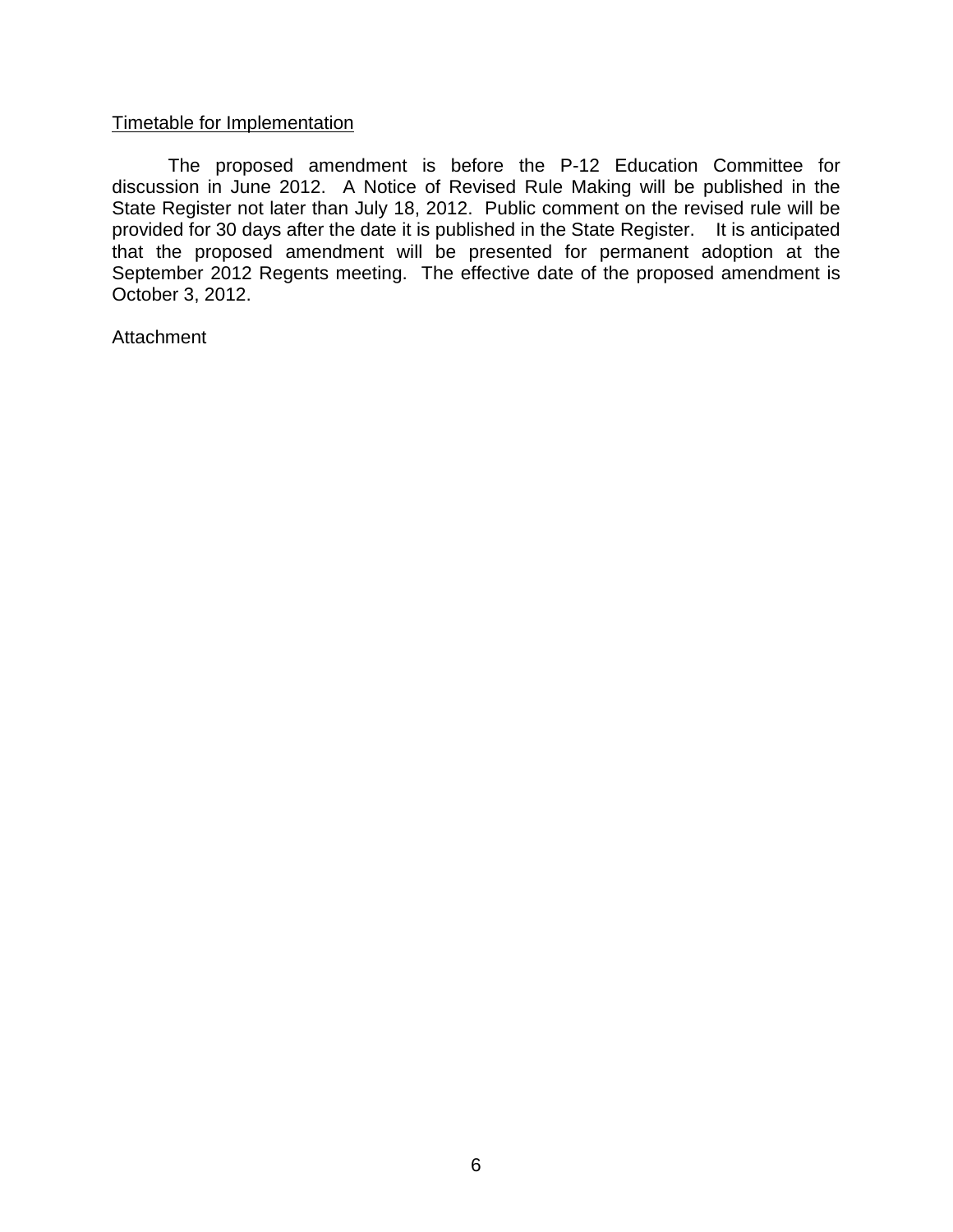<u>Timetable for Implementation</u>

The proposed amendment is before the P-12 Education Committee for discussion in June 2012. A Notice of Revised Rule Making will be published in the State Register not later than July 18, 2012. Public comment on the revised rule will be provided for 30 days after the date it is published in the State Register. It is anticipated that the proposed amendment will be presented for permanent adoption at the September 2012 Regents meeting. The effective date of the proposed amendment is October 3, 2012.

Attachment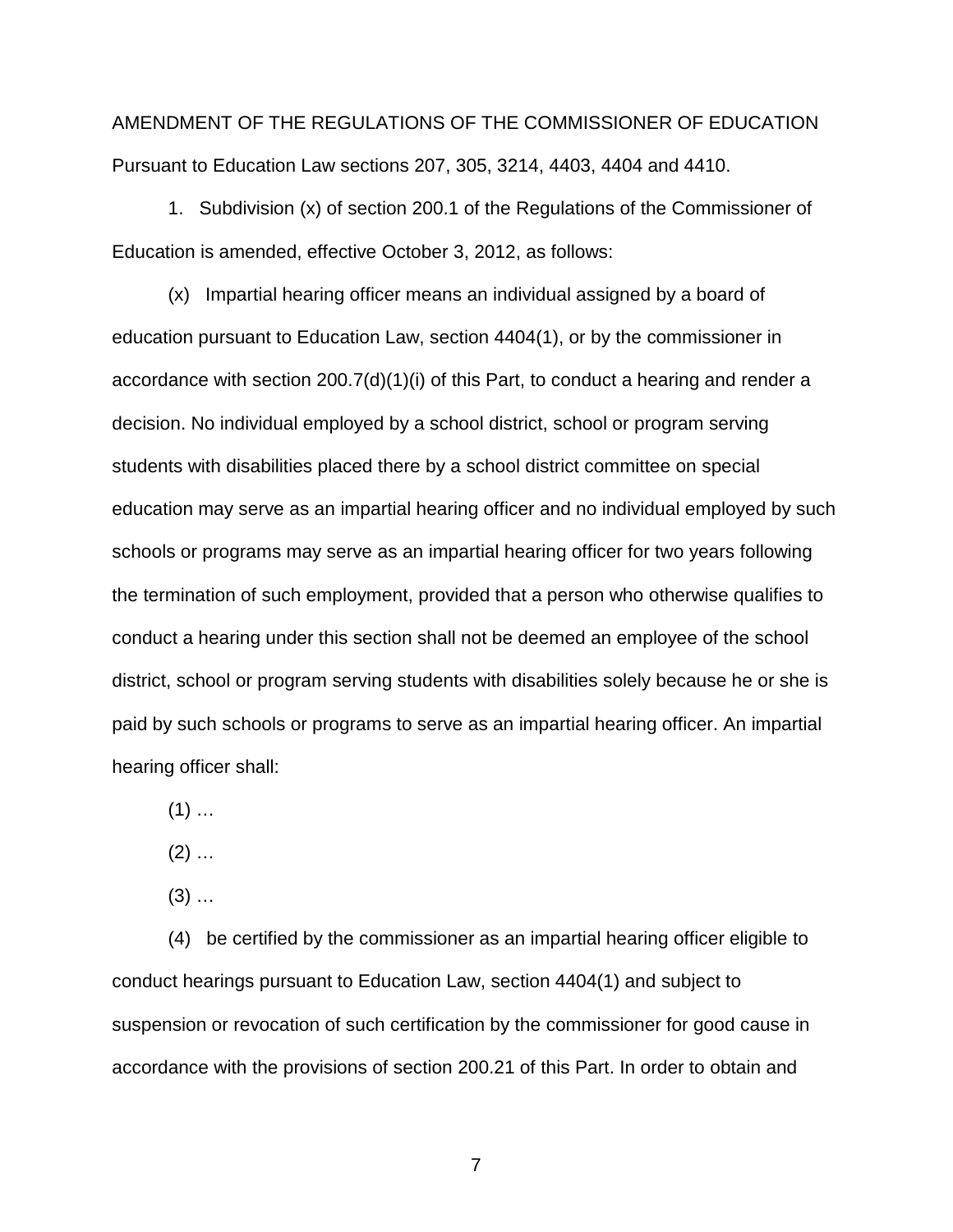AMENDMENT OF THE REGULATIONS OF THE COMMISSIONER OF EDUCATION

Pursuant to Education Law sections 207, 305, 3214, 4403, 4404 and 4410.

1. Subdivision (x) of section 200.1 of the Regulations of the Commissioner of Education is amended, effective October 3, 2012, as follows:

(x) Impartial hearing officer means an individual assigned by a board of education pursuant to Education Law, section 4404(1), or by the commissioner in accordance with section 200.7(d)(1)(i) of this Part, to conduct a hearing and render a decision. No individual employed by a school district, school or program serving students with disabilities placed there by a school district committee on special education may serve as an impartial hearing officer and no individual employed by such schools or programs may serve as an impartial hearing officer for two years following the termination of such employment, provided that a person who otherwise qualifies to conduct a hearing under this section shall not be deemed an employee of the school district, school or program serving students with disabilities solely because he or she is paid by such schools or programs to serve as an impartial hearing officer. An impartial hearing officer shall:

(1) …

(2) …

(3) …

(4) be certified by the commissioner as an impartial hearing officer eligible to conduct hearings pursuant to Education Law, section 4404(1) and subject to suspension or revocation of such certification by the commissioner for good cause in accordance with the provisions of section 200.21 of this Part. In order to obtain and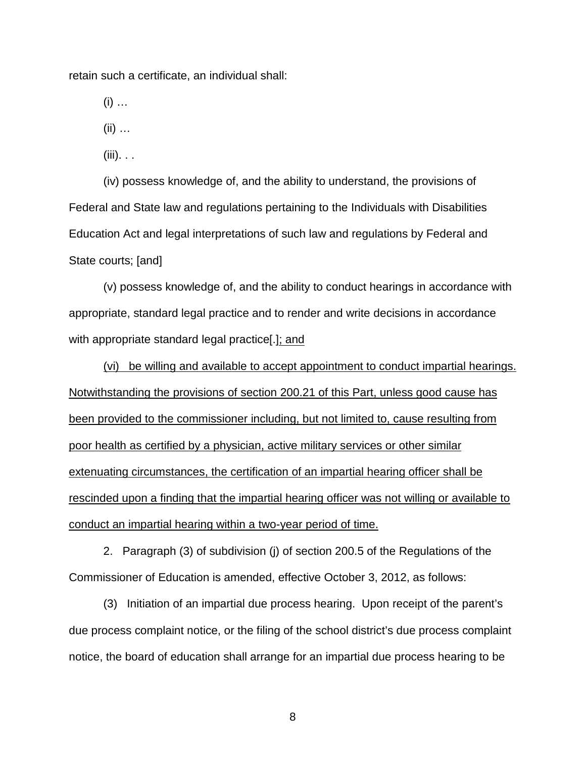retain such a certificate, an individual shall:

(i) …

(ii) …

(iii). . .

(iv) possess knowledge of, and the ability to understand, the provisions of Federal and State law and regulations pertaining to the Individuals with Disabilities Education Act and legal interpretations of such law and regulations by Federal and State courts; [and]

(v) possess knowledge of, and the ability to conduct hearings in accordance with appropriate, standard legal practice and to render and write decisions in accordance with appropriate standard legal practice[.]; and

(vi) be willing and available to accept appointment to conduct impartial hearings. Notwithstanding the provisions of section 200.21 of this Part, unless good cause has been provided to the commissioner including, but not limited to, cause resulting from poor health as certified by a physician, active military services or other similar extenuating circumstances, the certification of an impartial hearing officer shall be rescinded upon a finding that the impartial hearing officer was not willing or available to conduct an impartial hearing within a two-year period of time.

2. Paragraph (3) of subdivision (j) of section 200.5 of the Regulations of the Commissioner of Education is amended, effective October 3, 2012, as follows:

(3) Initiation of an impartial due process hearing. Upon receipt of the parent's due process complaint notice, or the filing of the school district's due process complaint notice, the board of education shall arrange for an impartial due process hearing to be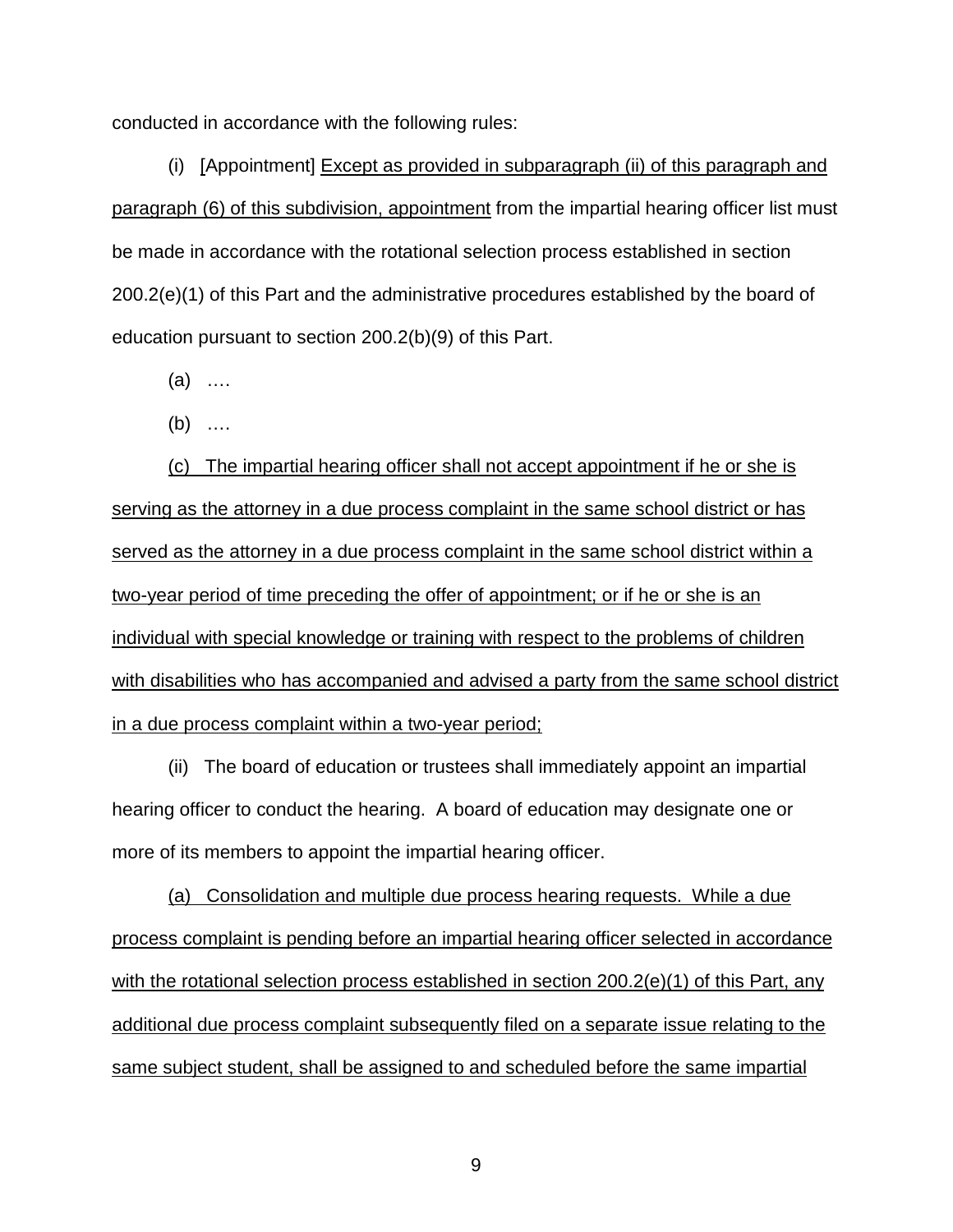conducted in accordance with the following rules:

(i) [Appointment] Except as provided in subparagraph (ii) of this paragraph and paragraph (6) of this subdivision, appointment from the impartial hearing officer list must be made in accordance with the rotational selection process established in section 200.2(e)(1) of this Part and the administrative procedures established by the board of education pursuant to section 200.2(b)(9) of this Part.

(a) ….

(b) ….

(c) The impartial hearing officer shall not accept appointment if he or she is serving as the attorney in a due process complaint in the same school district or has served as the attorney in a due process complaint in the same school district within a two-year period of time preceding the offer of appointment; or if he or she is an individual with special knowledge or training with respect to the problems of children with disabilities who has accompanied and advised a party from the same school district in a due process complaint within a two-year period;

(ii) The board of education or trustees shall immediately appoint an impartial hearing officer to conduct the hearing. A board of education may designate one or more of its members to appoint the impartial hearing officer.

(a) Consolidation and multiple due process hearing requests. While a due process complaint is pending before an impartial hearing officer selected in accordance with the rotational selection process established in section 200.2(e)(1) of this Part, any additional due process complaint subsequently filed on a separate issue relating to the same subject student, shall be assigned to and scheduled before the same impartial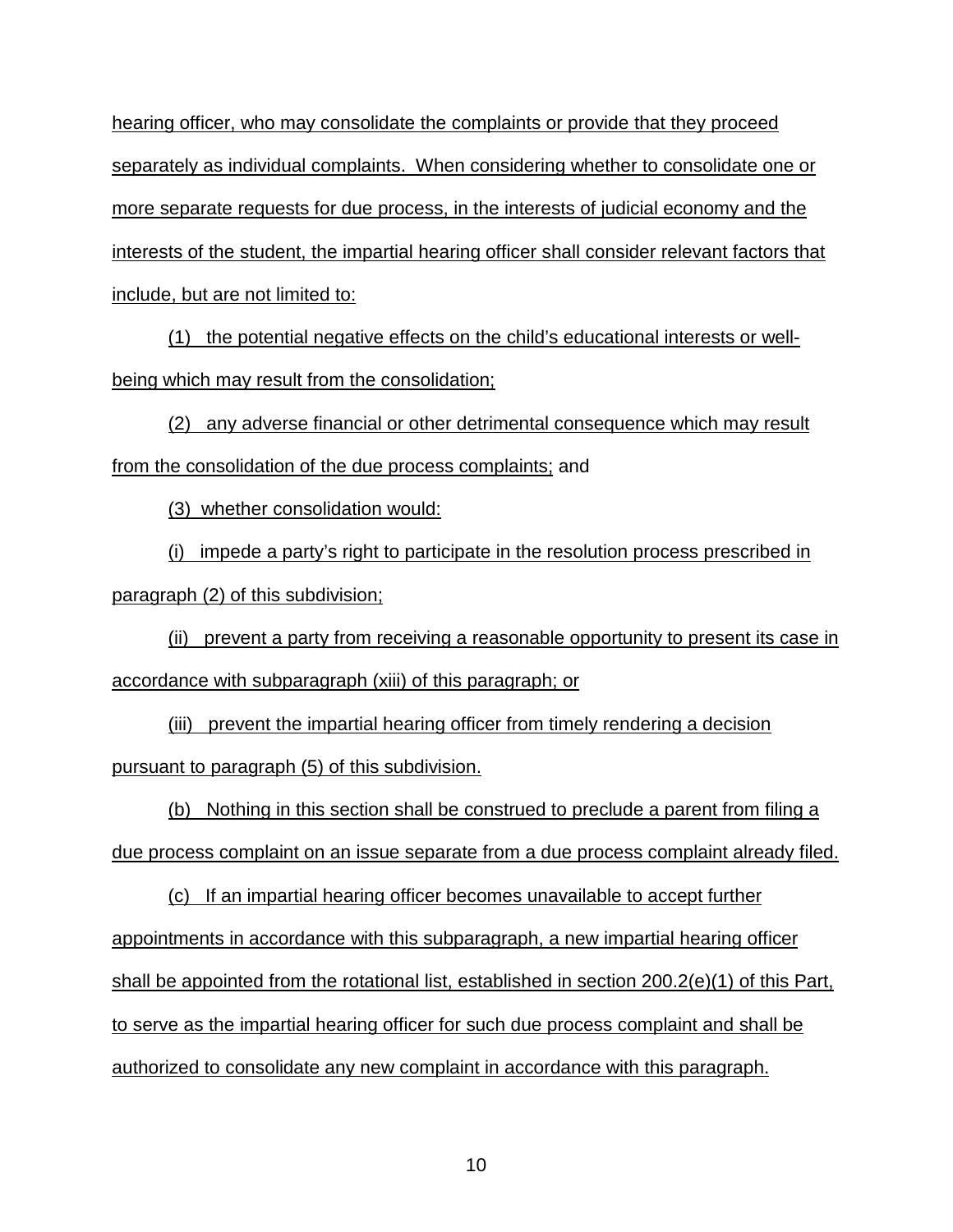hearing officer, who may consolidate the complaints or provide that they proceed separately as individual complaints. When considering whether to consolidate one or more separate requests for due process, in the interests of judicial economy and the interests of the student, the impartial hearing officer shall consider relevant factors that include, but are not limited to:

(1) the potential negative effects on the child's educational interests or well-being which may result from the consolidation;

(2) any adverse financial or other detrimental consequence which may result from the consolidation of the due process complaints; and

(3) whether consolidation would:

(i) impede a party's right to participate in the resolution process prescribed in paragraph (2) of this subdivision;

(ii) prevent a party from receiving a reasonable opportunity to present its case in accordance with subparagraph (xiii) of this paragraph; or

(iii) prevent the impartial hearing officer from timely rendering a decision pursuant to paragraph (5) of this subdivision.

(b) Nothing in this section shall be construed to preclude a parent from filing a due process complaint on an issue separate from a due process complaint already filed.

(c) If an impartial hearing officer becomes unavailable to accept further appointments in accordance with this subparagraph, a new impartial hearing officer shall be appointed from the rotational list, established in section 200.2(e)(1) of this Part, to serve as the impartial hearing officer for such due process complaint and shall be authorized to consolidate any new complaint in accordance with this paragraph.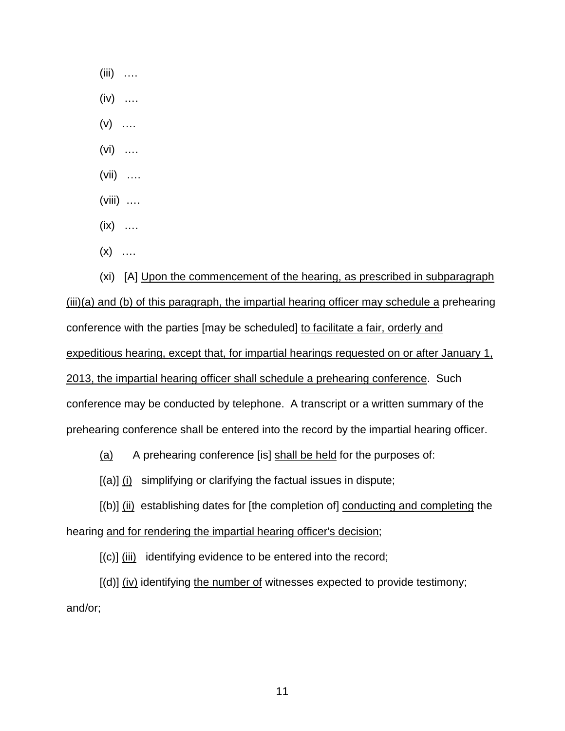(iii) ….

(iv) ….

(v) ….

(vi) ….

(vii) ….

(viii) ….

(ix) ….

(x) ….

(xi) [A] <u>Upon the commencement of the hearing, as prescribed in subparagraph (iii)(a) and (b) of this paragraph, the impartial hearing officer may schedule a</u> prehearing conference with the parties [may be scheduled] <u>to facilitate a fair, orderly and expeditious hearing, except that, for impartial hearings requested on or after January 1, 2013, the impartial hearing officer shall schedule a prehearing conference</u>. Such conference may be conducted by telephone. A transcript or a written summary of the prehearing conference shall be entered into the record by the impartial hearing officer.

<u>(a)</u> A prehearing conference [is] <u>shall be held</u> for the purposes of:

[(a)] <u>(i)</u> simplifying or clarifying the factual issues in dispute;

[(b)] <u>(ii)</u> establishing dates for [the completion of] <u>conducting and completing</u> the hearing <u>and for rendering the impartial hearing officer's decision</u>;

[(c)] <u>(iii)</u> identifying evidence to be entered into the record;

[(d)] <u>(iv)</u> identifying <u>the number of</u> witnesses expected to provide testimony; and/or;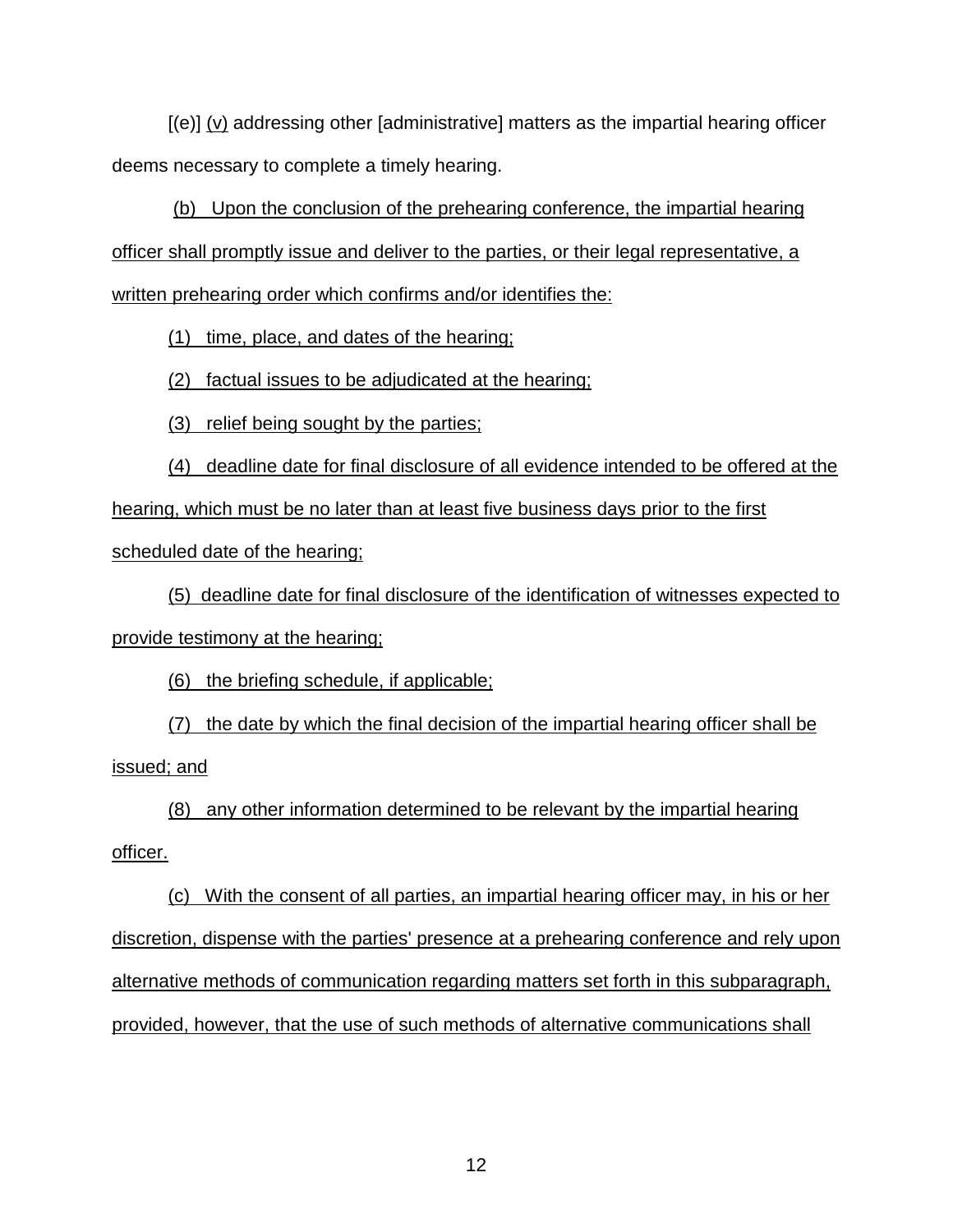[(e)] (v) addressing other [administrative] matters as the impartial hearing officer deems necessary to complete a timely hearing.

(b) Upon the conclusion of the prehearing conference, the impartial hearing officer shall promptly issue and deliver to the parties, or their legal representative, a written prehearing order which confirms and/or identifies the:

(1) time, place, and dates of the hearing;

(2) factual issues to be adjudicated at the hearing;

(3) relief being sought by the parties;

(4) deadline date for final disclosure of all evidence intended to be offered at the hearing, which must be no later than at least five business days prior to the first scheduled date of the hearing;

(5) deadline date for final disclosure of the identification of witnesses expected to provide testimony at the hearing;

(6) the briefing schedule, if applicable;

(7) the date by which the final decision of the impartial hearing officer shall be issued; and

(8) any other information determined to be relevant by the impartial hearing officer.

(c) With the consent of all parties, an impartial hearing officer may, in his or her discretion, dispense with the parties' presence at a prehearing conference and rely upon alternative methods of communication regarding matters set forth in this subparagraph, provided, however, that the use of such methods of alternative communications shall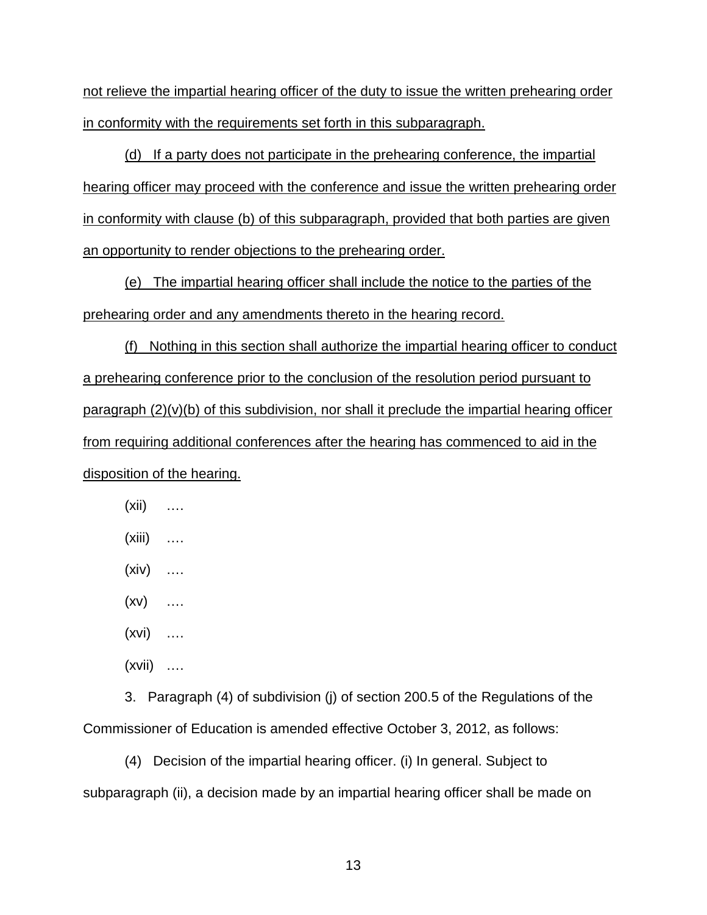not relieve the impartial hearing officer of the duty to issue the written prehearing order in conformity with the requirements set forth in this subparagraph.

(d) If a party does not participate in the prehearing conference, the impartial hearing officer may proceed with the conference and issue the written prehearing order in conformity with clause (b) of this subparagraph, provided that both parties are given an opportunity to render objections to the prehearing order.

(e) The impartial hearing officer shall include the notice to the parties of the prehearing order and any amendments thereto in the hearing record.

(f) Nothing in this section shall authorize the impartial hearing officer to conduct a prehearing conference prior to the conclusion of the resolution period pursuant to paragraph (2)(v)(b) of this subdivision, nor shall it preclude the impartial hearing officer from requiring additional conferences after the hearing has commenced to aid in the disposition of the hearing.

(xii) ….

(xiii) ….

(xiv) ….

(xv) ….

(xvi) ….

(xvii) ….

3. Paragraph (4) of subdivision (j) of section 200.5 of the Regulations of the Commissioner of Education is amended effective October 3, 2012, as follows:

(4) Decision of the impartial hearing officer. (i) In general. Subject to subparagraph (ii), a decision made by an impartial hearing officer shall be made on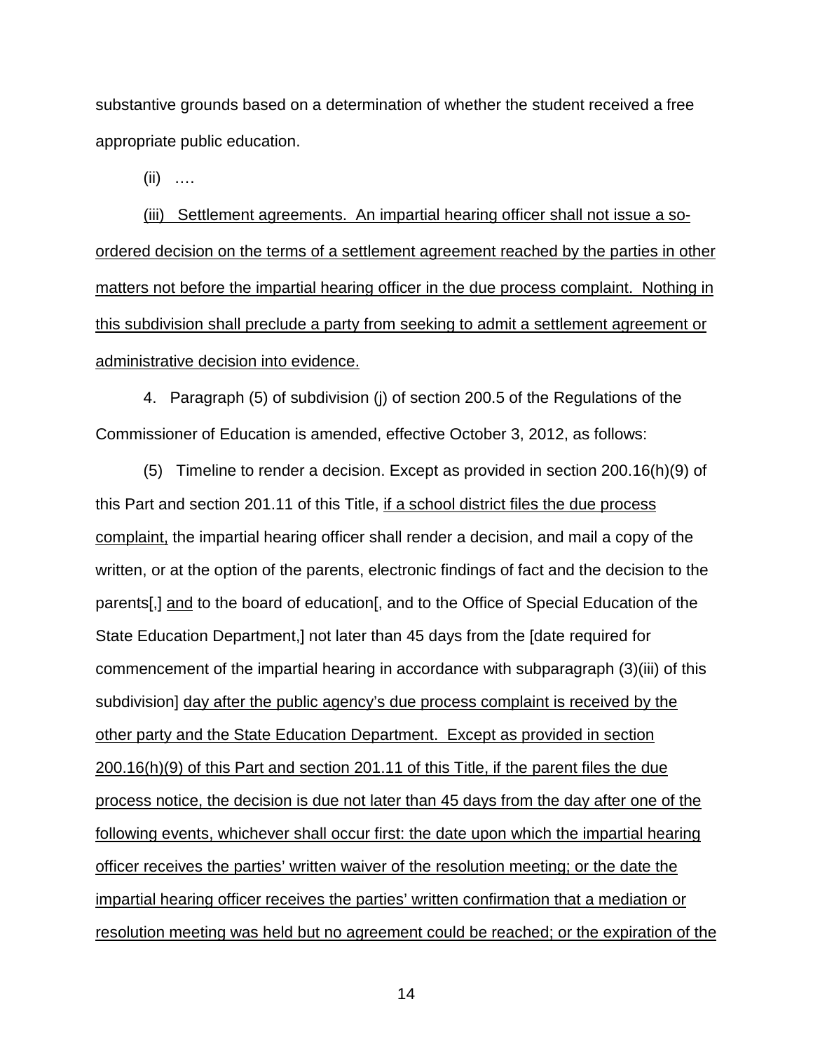substantive grounds based on a determination of whether the student received a free appropriate public education.

(ii) ….

<u>(iii) Settlement agreements. An impartial hearing officer shall not issue a so-ordered decision on the terms of a settlement agreement reached by the parties in other matters not before the impartial hearing officer in the due process complaint. Nothing in this subdivision shall preclude a party from seeking to admit a settlement agreement or administrative decision into evidence.</u>

4. Paragraph (5) of subdivision (j) of section 200.5 of the Regulations of the Commissioner of Education is amended, effective October 3, 2012, as follows:

(5) Timeline to render a decision. Except as provided in section 200.16(h)(9) of this Part and section 201.11 of this Title, <u>if a school district files the due process complaint,</u> the impartial hearing officer shall render a decision, and mail a copy of the written, or at the option of the parents, electronic findings of fact and the decision to the parents[,] <u>and</u> to the board of education[, and to the Office of Special Education of the State Education Department,] not later than 45 days from the [date required for commencement of the impartial hearing in accordance with subparagraph (3)(iii) of this subdivision] <u>day after the public agency's due process complaint is received by the other party and the State Education Department. Except as provided in section 200.16(h)(9) of this Part and section 201.11 of this Title, if the parent files the due process notice, the decision is due not later than 45 days from the day after one of the following events, whichever shall occur first: the date upon which the impartial hearing officer receives the parties' written waiver of the resolution meeting; or the date the impartial hearing officer receives the parties' written confirmation that a mediation or resolution meeting was held but no agreement could be reached; or the expiration of the</u>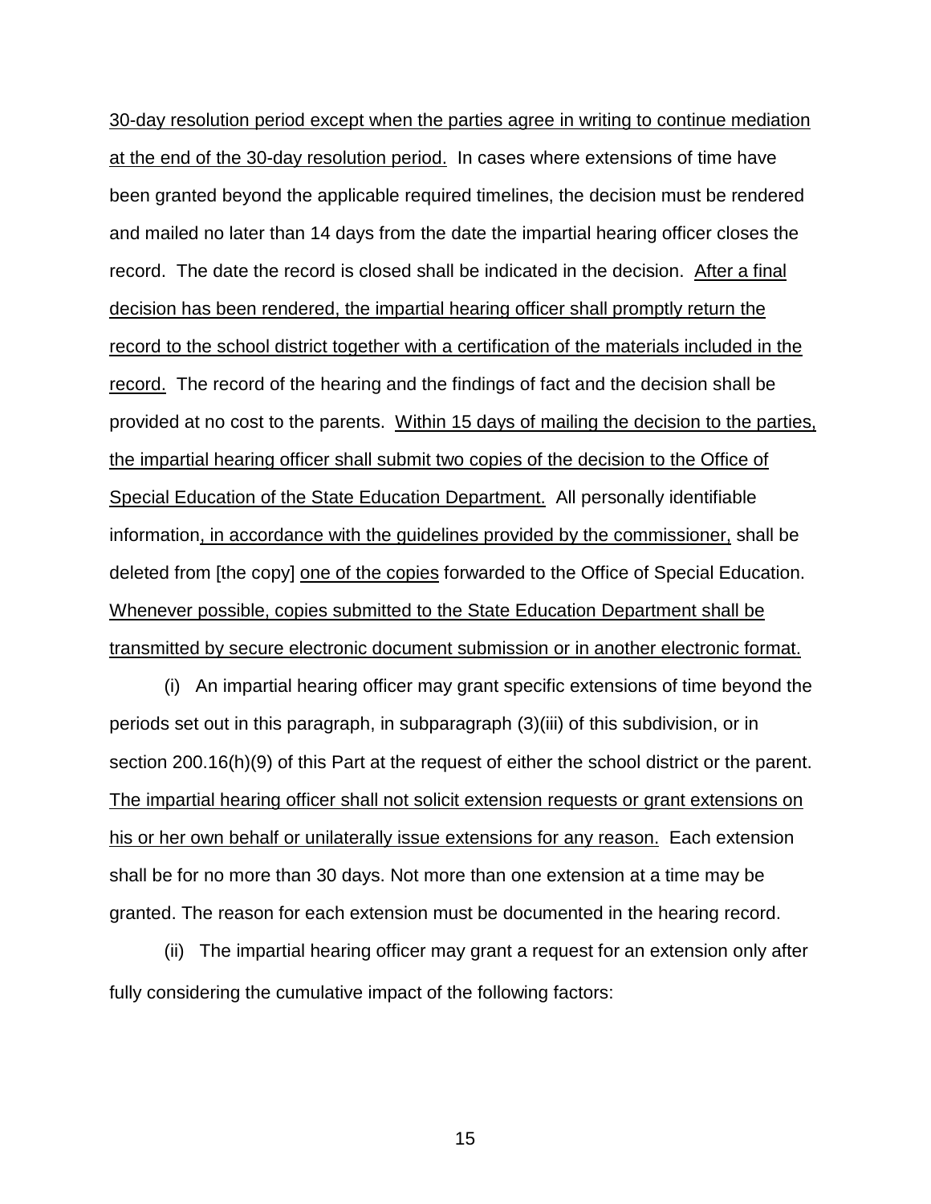<u>30-day resolution period except when the parties agree in writing to continue mediation at the end of the 30-day resolution period.</u> In cases where extensions of time have been granted beyond the applicable required timelines, the decision must be rendered and mailed no later than 14 days from the date the impartial hearing officer closes the record. The date the record is closed shall be indicated in the decision. <u>After a final decision has been rendered, the impartial hearing officer shall promptly return the record to the school district together with a certification of the materials included in the record.</u> The record of the hearing and the findings of fact and the decision shall be provided at no cost to the parents. <u>Within 15 days of mailing the decision to the parties, the impartial hearing officer shall submit two copies of the decision to the Office of Special Education of the State Education Department.</u> All personally identifiable information<u>, in accordance with the guidelines provided by the commissioner,</u> shall be deleted from [the copy] <u>one of the copies</u> forwarded to the Office of Special Education. <u>Whenever possible, copies submitted to the State Education Department shall be transmitted by secure electronic document submission or in another electronic format.</u>

(i) An impartial hearing officer may grant specific extensions of time beyond the periods set out in this paragraph, in subparagraph (3)(iii) of this subdivision, or in section 200.16(h)(9) of this Part at the request of either the school district or the parent. <u>The impartial hearing officer shall not solicit extension requests or grant extensions on his or her own behalf or unilaterally issue extensions for any reason.</u> Each extension shall be for no more than 30 days. Not more than one extension at a time may be granted. The reason for each extension must be documented in the hearing record.

(ii) The impartial hearing officer may grant a request for an extension only after fully considering the cumulative impact of the following factors: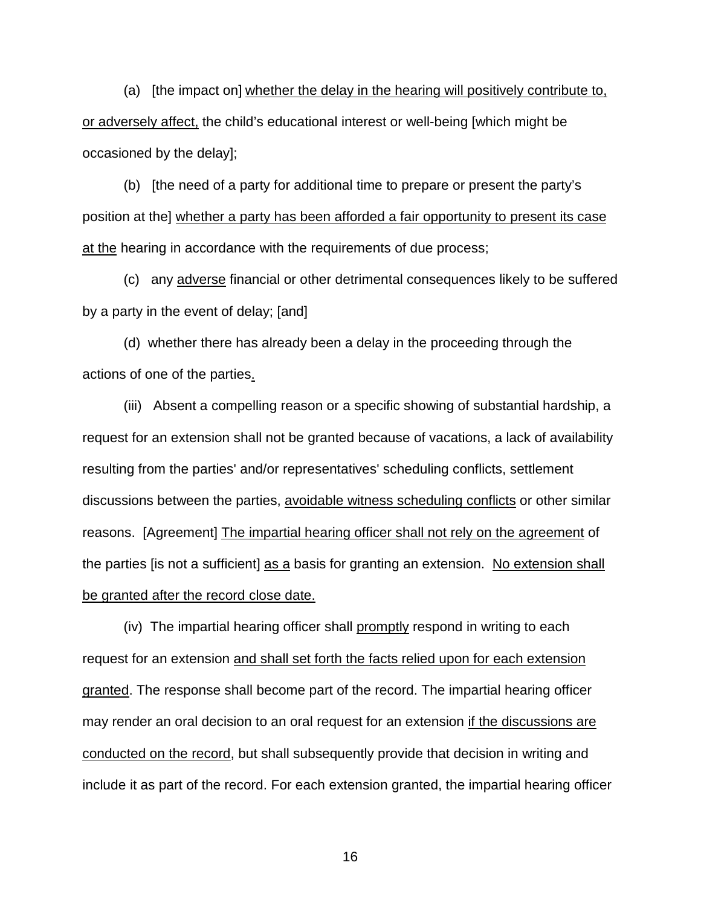(a) [the impact on] <u>whether the delay in the hearing will positively contribute to, or adversely affect,</u> the child's educational interest or well-being [which might be occasioned by the delay];

(b) [the need of a party for additional time to prepare or present the party's position at the] <u>whether a party has been afforded a fair opportunity to present its case at the</u> hearing in accordance with the requirements of due process;

(c) any <u>adverse</u> financial or other detrimental consequences likely to be suffered by a party in the event of delay; [and]

(d) whether there has already been a delay in the proceeding through the actions of one of the parties<u>.</u>

(iii) Absent a compelling reason or a specific showing of substantial hardship, a request for an extension shall not be granted because of vacations, a lack of availability resulting from the parties' and/or representatives' scheduling conflicts, settlement discussions between the parties, <u>avoidable witness scheduling conflicts</u> or other similar reasons. [Agreement] <u>The impartial hearing officer shall not rely on the agreement</u> of the parties [is not a sufficient] <u>as a</u> basis for granting an extension. <u>No extension shall be granted after the record close date.</u>

(iv) The impartial hearing officer shall <u>promptly</u> respond in writing to each request for an extension <u>and shall set forth the facts relied upon for each extension granted</u>. The response shall become part of the record. The impartial hearing officer may render an oral decision to an oral request for an extension <u>if the discussions are conducted on the record</u>, but shall subsequently provide that decision in writing and include it as part of the record. For each extension granted, the impartial hearing officer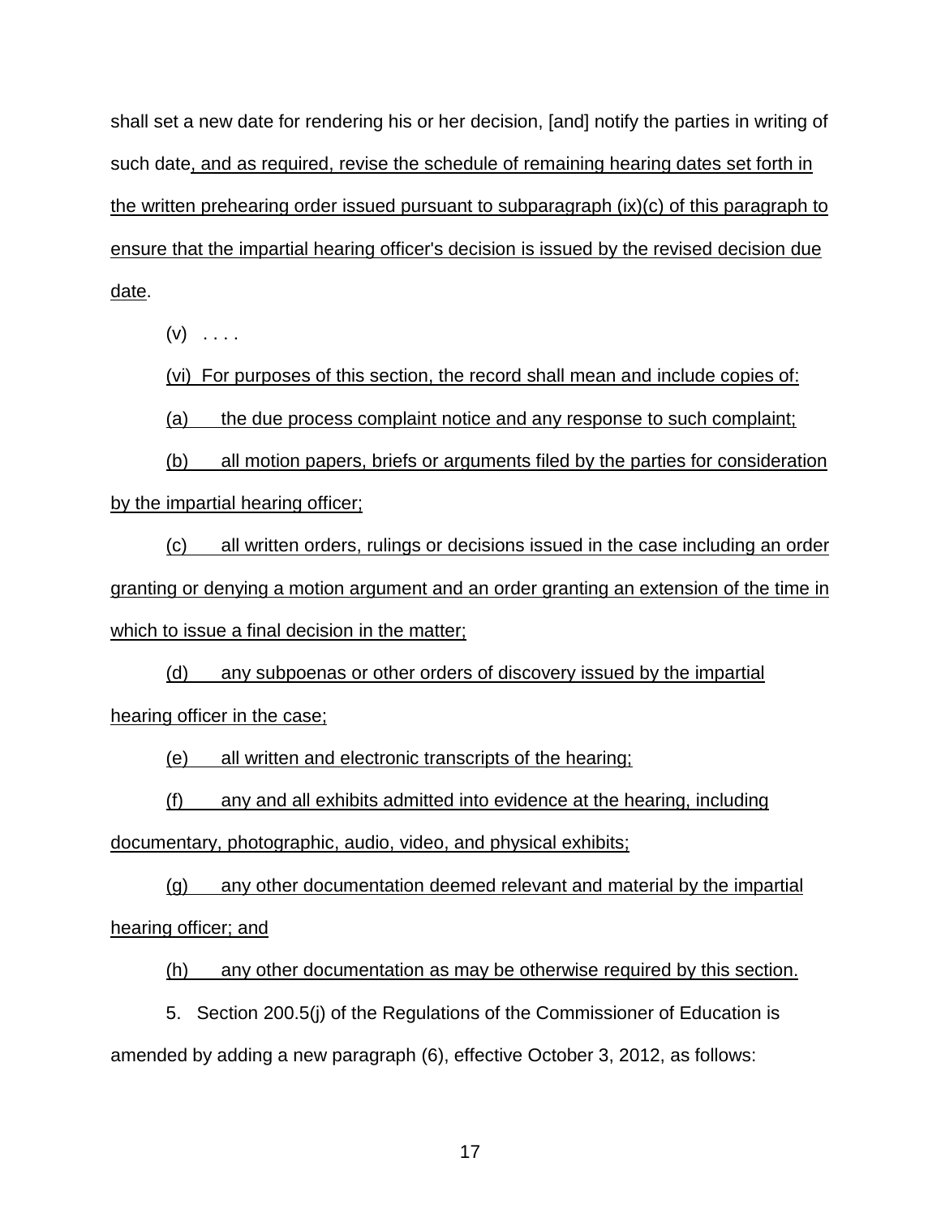shall set a new date for rendering his or her decision, [and] notify the parties in writing of such date<u>, and as required, revise the schedule of remaining hearing dates set forth in the written prehearing order issued pursuant to subparagraph (ix)(c) of this paragraph to ensure that the impartial hearing officer's decision is issued by the revised decision due date</u>.

(v) . . . .

<u>(vi) For purposes of this section, the record shall mean and include copies of:</u>

<u>(a) the due process complaint notice and any response to such complaint;</u>

<u>(b) all motion papers, briefs or arguments filed by the parties for consideration by the impartial hearing officer;</u>

<u>(c) all written orders, rulings or decisions issued in the case including an order granting or denying a motion argument and an order granting an extension of the time in which to issue a final decision in the matter;</u>

<u>(d) any subpoenas or other orders of discovery issued by the impartial hearing officer in the case;</u>

<u>(e) all written and electronic transcripts of the hearing;</u>

<u>(f) any and all exhibits admitted into evidence at the hearing, including documentary, photographic, audio, video, and physical exhibits;</u>

<u>(g) any other documentation deemed relevant and material by the impartial hearing officer; and</u>

<u>(h) any other documentation as may be otherwise required by this section.</u>

5. Section 200.5(j) of the Regulations of the Commissioner of Education is amended by adding a new paragraph (6), effective October 3, 2012, as follows: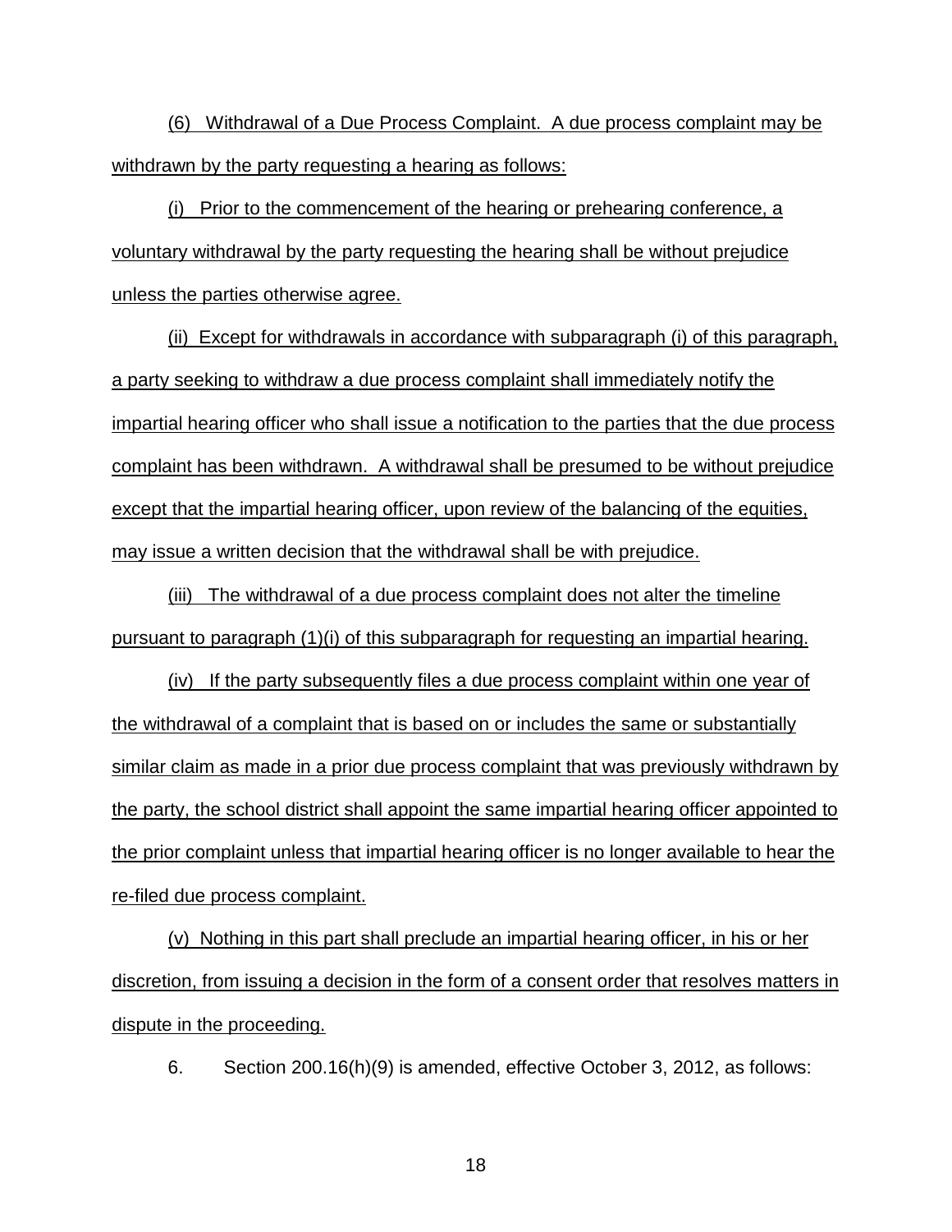(6) Withdrawal of a Due Process Complaint. A due process complaint may be withdrawn by the party requesting a hearing as follows:

(i) Prior to the commencement of the hearing or prehearing conference, a voluntary withdrawal by the party requesting the hearing shall be without prejudice unless the parties otherwise agree.

(ii) Except for withdrawals in accordance with subparagraph (i) of this paragraph, a party seeking to withdraw a due process complaint shall immediately notify the impartial hearing officer who shall issue a notification to the parties that the due process complaint has been withdrawn. A withdrawal shall be presumed to be without prejudice except that the impartial hearing officer, upon review of the balancing of the equities, may issue a written decision that the withdrawal shall be with prejudice.

(iii) The withdrawal of a due process complaint does not alter the timeline pursuant to paragraph (1)(i) of this subparagraph for requesting an impartial hearing.

(iv) If the party subsequently files a due process complaint within one year of the withdrawal of a complaint that is based on or includes the same or substantially similar claim as made in a prior due process complaint that was previously withdrawn by the party, the school district shall appoint the same impartial hearing officer appointed to the prior complaint unless that impartial hearing officer is no longer available to hear the re-filed due process complaint.

(v) Nothing in this part shall preclude an impartial hearing officer, in his or her discretion, from issuing a decision in the form of a consent order that resolves matters in dispute in the proceeding.

6. Section 200.16(h)(9) is amended, effective October 3, 2012, as follows: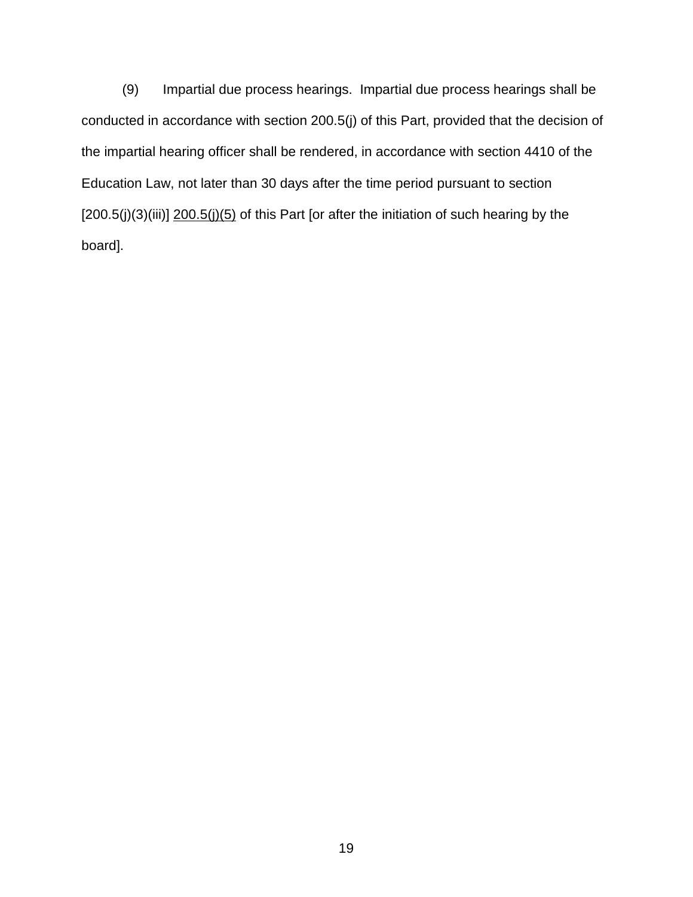(9) Impartial due process hearings. Impartial due process hearings shall be conducted in accordance with section 200.5(j) of this Part, provided that the decision of the impartial hearing officer shall be rendered, in accordance with section 4410 of the Education Law, not later than 30 days after the time period pursuant to section [200.5(j)(3)(iii)] <u>200.5(j)(5)</u> of this Part [or after the initiation of such hearing by the board].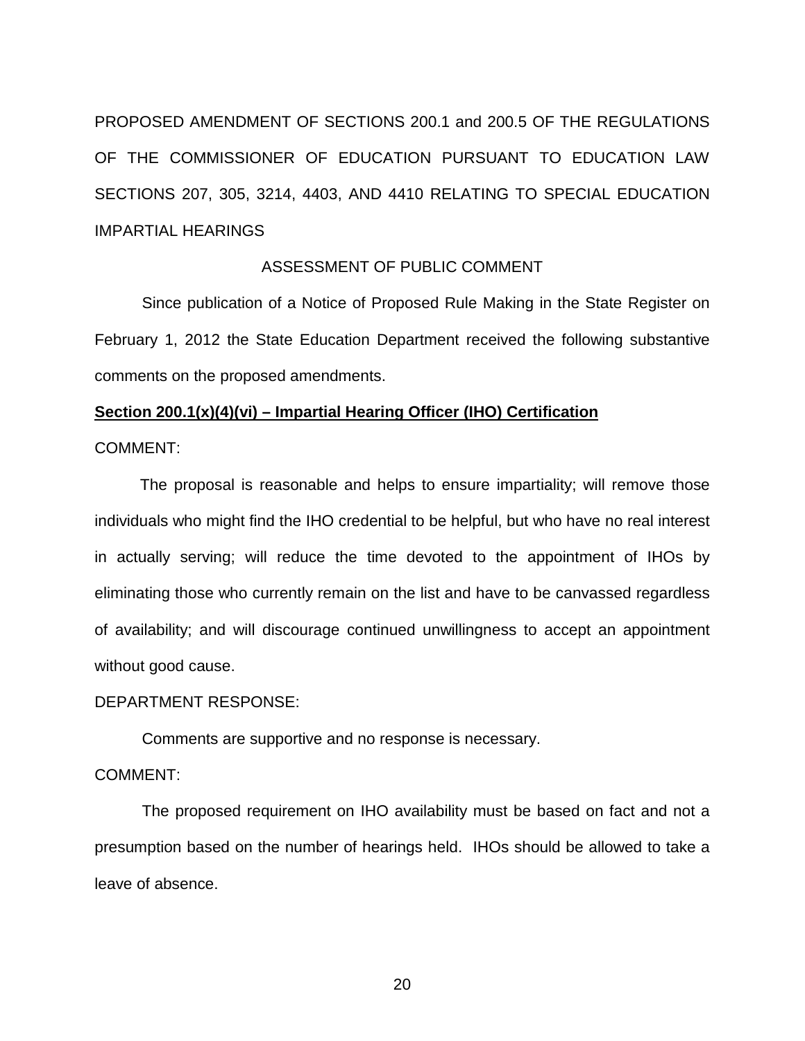PROPOSED AMENDMENT OF SECTIONS 200.1 and 200.5 OF THE REGULATIONS OF THE COMMISSIONER OF EDUCATION PURSUANT TO EDUCATION LAW SECTIONS 207, 305, 3214, 4403, AND 4410 RELATING TO SPECIAL EDUCATION IMPARTIAL HEARINGS

ASSESSMENT OF PUBLIC COMMENT

Since publication of a Notice of Proposed Rule Making in the State Register on February 1, 2012 the State Education Department received the following substantive comments on the proposed amendments.

**Section 200.1(x)(4)(vi) – Impartial Hearing Officer (IHO) Certification**

COMMENT:

The proposal is reasonable and helps to ensure impartiality; will remove those individuals who might find the IHO credential to be helpful, but who have no real interest in actually serving; will reduce the time devoted to the appointment of IHOs by eliminating those who currently remain on the list and have to be canvassed regardless of availability; and will discourage continued unwillingness to accept an appointment without good cause.

DEPARTMENT RESPONSE:

Comments are supportive and no response is necessary.

COMMENT:

The proposed requirement on IHO availability must be based on fact and not a presumption based on the number of hearings held. IHOs should be allowed to take a leave of absence.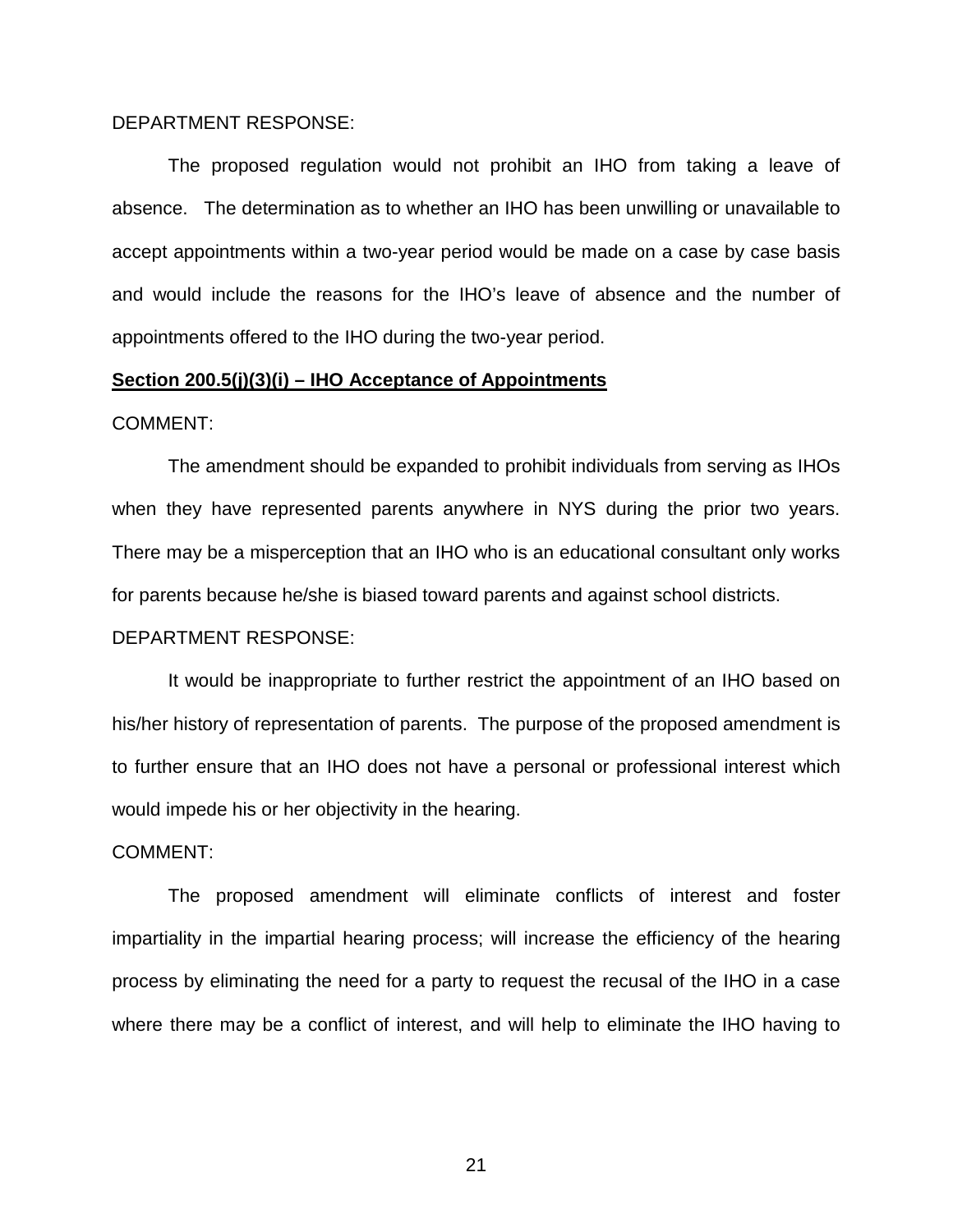DEPARTMENT RESPONSE:

The proposed regulation would not prohibit an IHO from taking a leave of absence. The determination as to whether an IHO has been unwilling or unavailable to accept appointments within a two-year period would be made on a case by case basis and would include the reasons for the IHO's leave of absence and the number of appointments offered to the IHO during the two-year period.

**<u>Section 200.5(j)(3)(i) – IHO Acceptance of Appointments</u>**

COMMENT:

The amendment should be expanded to prohibit individuals from serving as IHOs when they have represented parents anywhere in NYS during the prior two years. There may be a misperception that an IHO who is an educational consultant only works for parents because he/she is biased toward parents and against school districts.

DEPARTMENT RESPONSE:

It would be inappropriate to further restrict the appointment of an IHO based on his/her history of representation of parents. The purpose of the proposed amendment is to further ensure that an IHO does not have a personal or professional interest which would impede his or her objectivity in the hearing.

COMMENT:

The proposed amendment will eliminate conflicts of interest and foster impartiality in the impartial hearing process; will increase the efficiency of the hearing process by eliminating the need for a party to request the recusal of the IHO in a case where there may be a conflict of interest, and will help to eliminate the IHO having to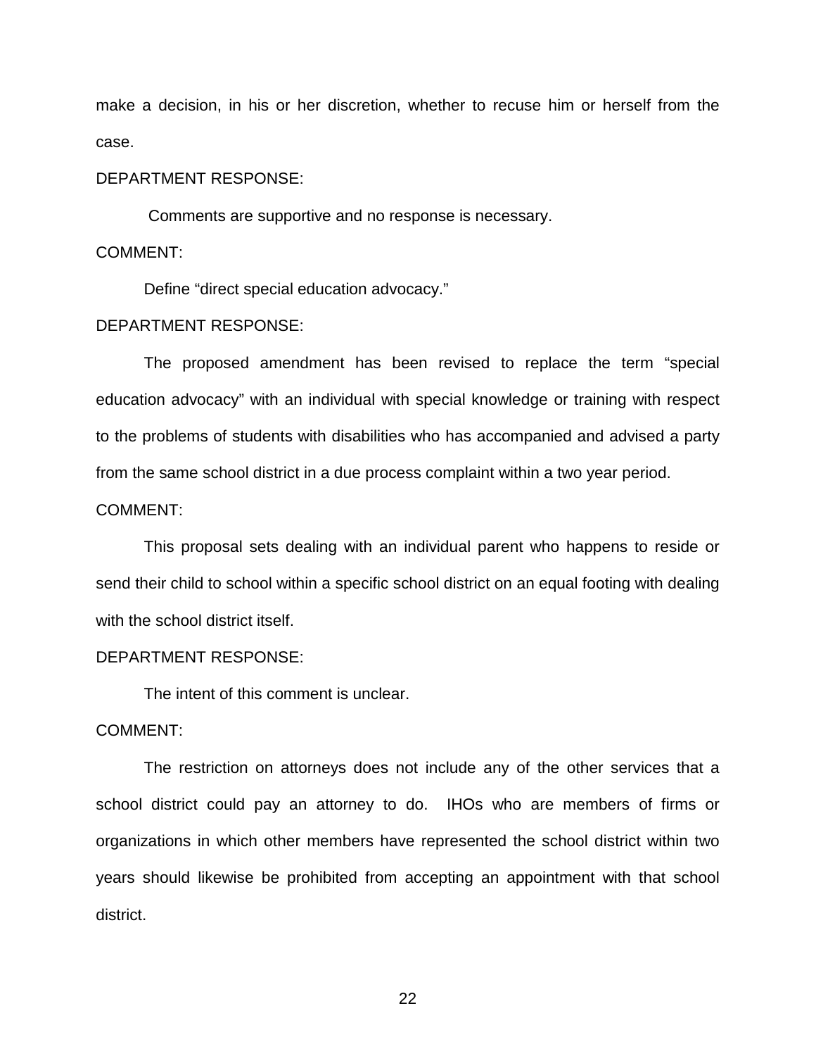make a decision, in his or her discretion, whether to recuse him or herself from the case.

DEPARTMENT RESPONSE:

Comments are supportive and no response is necessary.

COMMENT:

Define "direct special education advocacy."

DEPARTMENT RESPONSE:

The proposed amendment has been revised to replace the term "special education advocacy" with an individual with special knowledge or training with respect to the problems of students with disabilities who has accompanied and advised a party from the same school district in a due process complaint within a two year period.

COMMENT:

This proposal sets dealing with an individual parent who happens to reside or send their child to school within a specific school district on an equal footing with dealing with the school district itself.

DEPARTMENT RESPONSE:

The intent of this comment is unclear.

COMMENT:

The restriction on attorneys does not include any of the other services that a school district could pay an attorney to do. IHOs who are members of firms or organizations in which other members have represented the school district within two years should likewise be prohibited from accepting an appointment with that school district.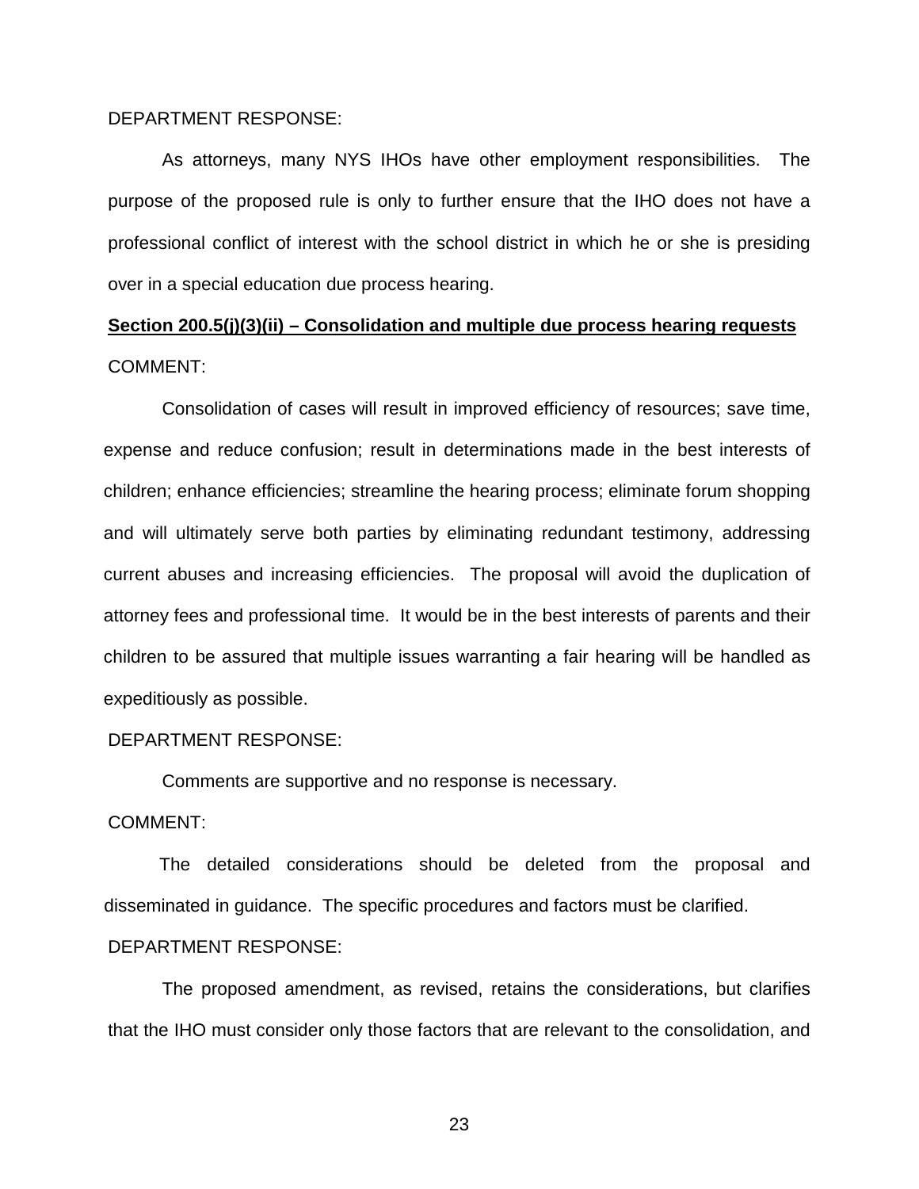DEPARTMENT RESPONSE:

As attorneys, many NYS IHOs have other employment responsibilities. The purpose of the proposed rule is only to further ensure that the IHO does not have a professional conflict of interest with the school district in which he or she is presiding over in a special education due process hearing.

**Section 200.5(j)(3)(ii) – Consolidation and multiple due process hearing requests**

COMMENT:

Consolidation of cases will result in improved efficiency of resources; save time, expense and reduce confusion; result in determinations made in the best interests of children; enhance efficiencies; streamline the hearing process; eliminate forum shopping and will ultimately serve both parties by eliminating redundant testimony, addressing current abuses and increasing efficiencies. The proposal will avoid the duplication of attorney fees and professional time. It would be in the best interests of parents and their children to be assured that multiple issues warranting a fair hearing will be handled as expeditiously as possible.

DEPARTMENT RESPONSE:

Comments are supportive and no response is necessary.

COMMENT:

The detailed considerations should be deleted from the proposal and disseminated in guidance. The specific procedures and factors must be clarified.

DEPARTMENT RESPONSE:

The proposed amendment, as revised, retains the considerations, but clarifies that the IHO must consider only those factors that are relevant to the consolidation, and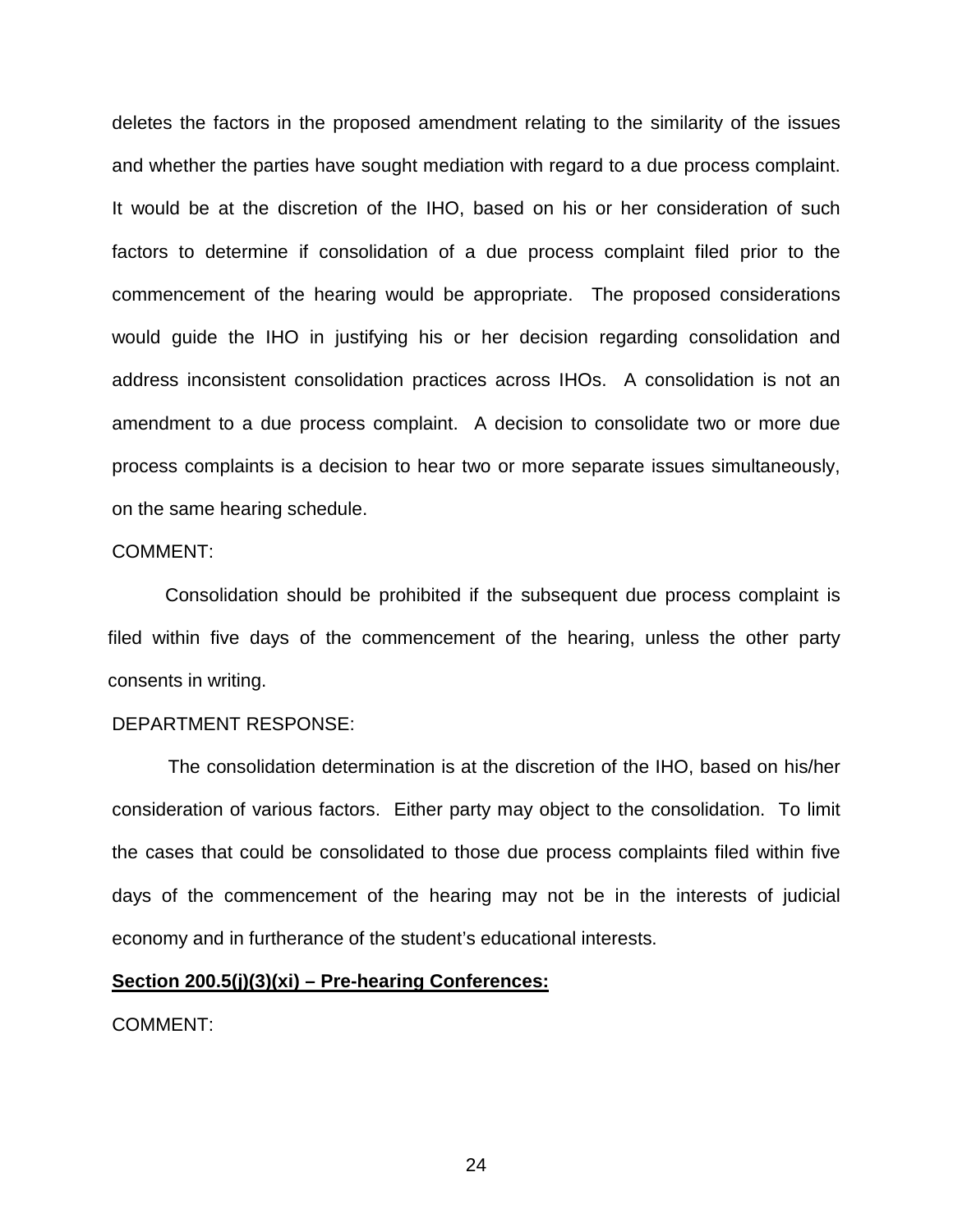deletes the factors in the proposed amendment relating to the similarity of the issues and whether the parties have sought mediation with regard to a due process complaint. It would be at the discretion of the IHO, based on his or her consideration of such factors to determine if consolidation of a due process complaint filed prior to the commencement of the hearing would be appropriate. The proposed considerations would guide the IHO in justifying his or her decision regarding consolidation and address inconsistent consolidation practices across IHOs. A consolidation is not an amendment to a due process complaint. A decision to consolidate two or more due process complaints is a decision to hear two or more separate issues simultaneously, on the same hearing schedule.

COMMENT:

Consolidation should be prohibited if the subsequent due process complaint is filed within five days of the commencement of the hearing, unless the other party consents in writing.

DEPARTMENT RESPONSE:

The consolidation determination is at the discretion of the IHO, based on his/her consideration of various factors. Either party may object to the consolidation. To limit the cases that could be consolidated to those due process complaints filed within five days of the commencement of the hearing may not be in the interests of judicial economy and in furtherance of the student's educational interests.

**Section 200.5(j)(3)(xi) – Pre-hearing Conferences:**

COMMENT: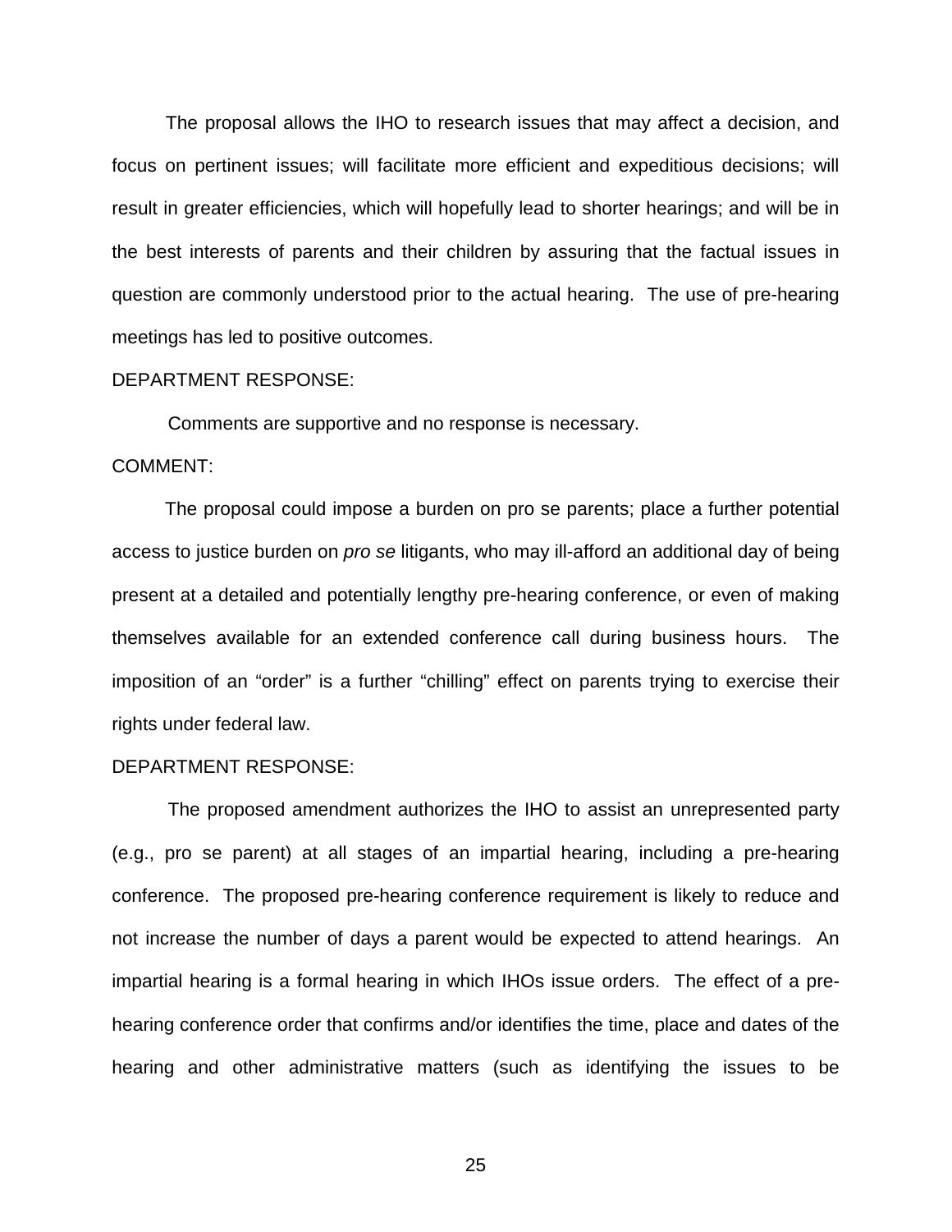The proposal allows the IHO to research issues that may affect a decision, and focus on pertinent issues; will facilitate more efficient and expeditious decisions; will result in greater efficiencies, which will hopefully lead to shorter hearings; and will be in the best interests of parents and their children by assuring that the factual issues in question are commonly understood prior to the actual hearing. The use of pre-hearing meetings has led to positive outcomes.

DEPARTMENT RESPONSE:

Comments are supportive and no response is necessary.

COMMENT:

The proposal could impose a burden on pro se parents; place a further potential access to justice burden on *pro se* litigants, who may ill-afford an additional day of being present at a detailed and potentially lengthy pre-hearing conference, or even of making themselves available for an extended conference call during business hours. The imposition of an "order" is a further "chilling" effect on parents trying to exercise their rights under federal law.

DEPARTMENT RESPONSE:

The proposed amendment authorizes the IHO to assist an unrepresented party (e.g., pro se parent) at all stages of an impartial hearing, including a pre-hearing conference. The proposed pre-hearing conference requirement is likely to reduce and not increase the number of days a parent would be expected to attend hearings. An impartial hearing is a formal hearing in which IHOs issue orders. The effect of a pre-hearing conference order that confirms and/or identifies the time, place and dates of the hearing and other administrative matters (such as identifying the issues to be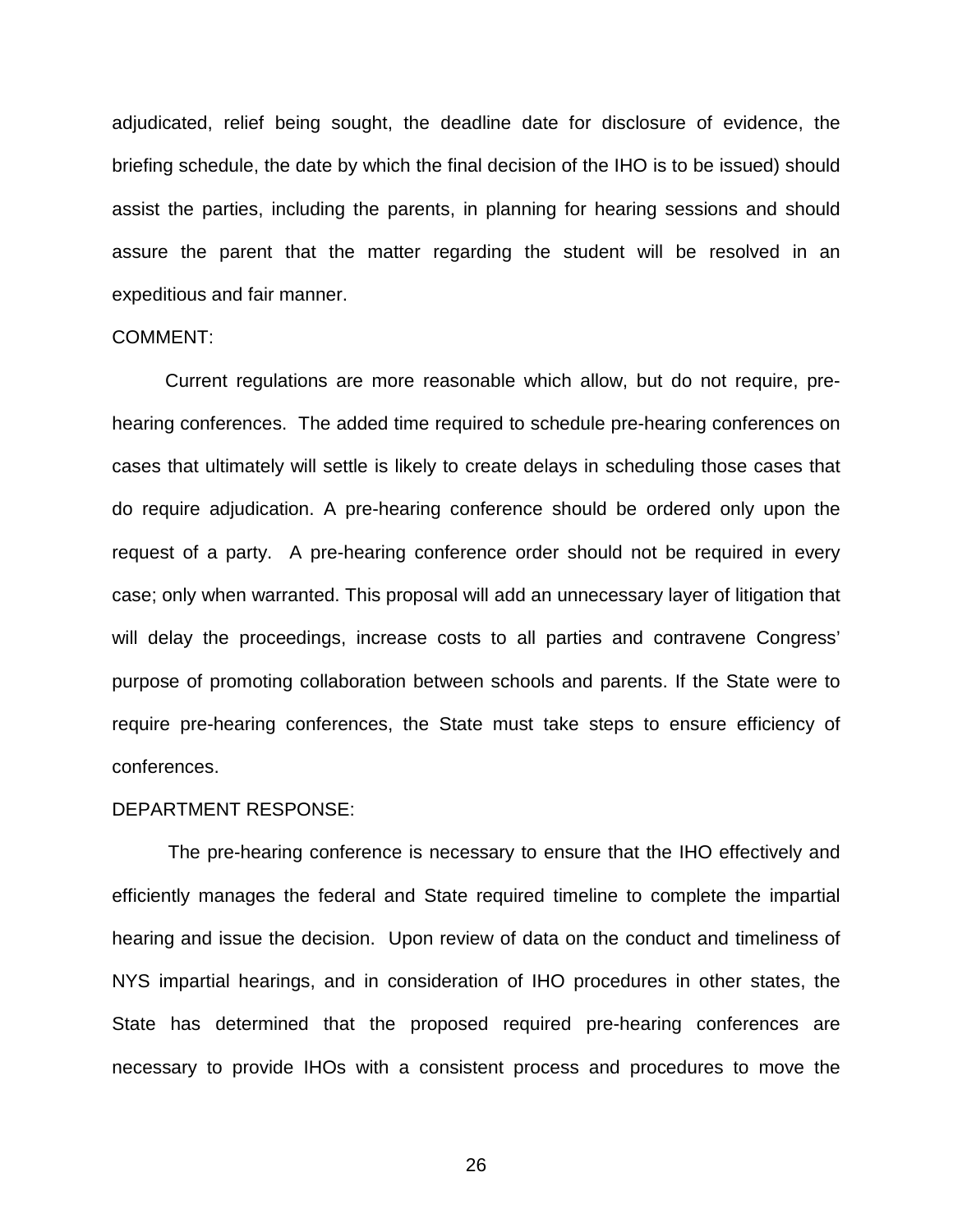adjudicated, relief being sought, the deadline date for disclosure of evidence, the briefing schedule, the date by which the final decision of the IHO is to be issued) should assist the parties, including the parents, in planning for hearing sessions and should assure the parent that the matter regarding the student will be resolved in an expeditious and fair manner.

COMMENT:

Current regulations are more reasonable which allow, but do not require, pre-hearing conferences. The added time required to schedule pre-hearing conferences on cases that ultimately will settle is likely to create delays in scheduling those cases that do require adjudication. A pre-hearing conference should be ordered only upon the request of a party. A pre-hearing conference order should not be required in every case; only when warranted. This proposal will add an unnecessary layer of litigation that will delay the proceedings, increase costs to all parties and contravene Congress' purpose of promoting collaboration between schools and parents. If the State were to require pre-hearing conferences, the State must take steps to ensure efficiency of conferences.

DEPARTMENT RESPONSE:

The pre-hearing conference is necessary to ensure that the IHO effectively and efficiently manages the federal and State required timeline to complete the impartial hearing and issue the decision. Upon review of data on the conduct and timeliness of NYS impartial hearings, and in consideration of IHO procedures in other states, the State has determined that the proposed required pre-hearing conferences are necessary to provide IHOs with a consistent process and procedures to move the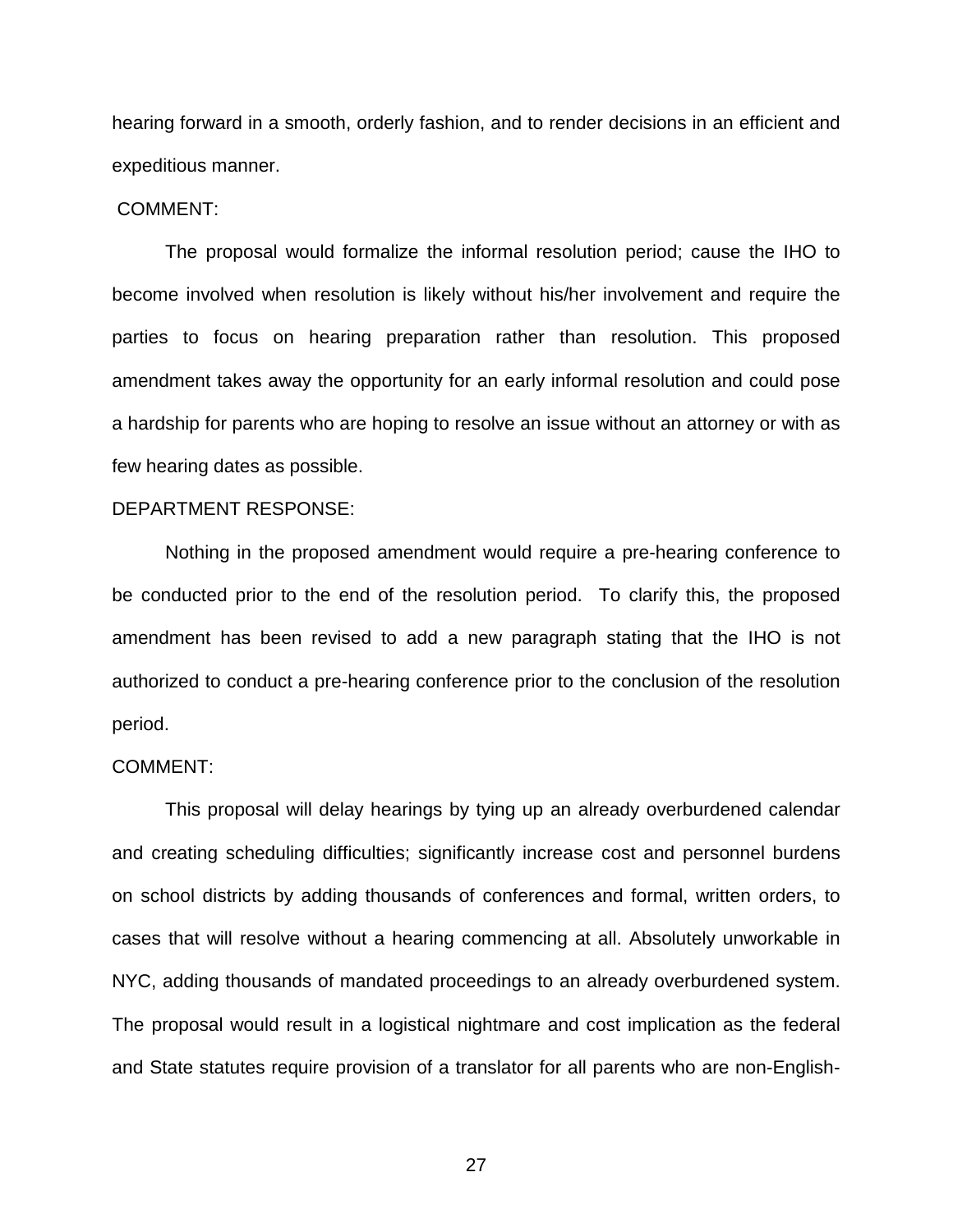hearing forward in a smooth, orderly fashion, and to render decisions in an efficient and expeditious manner.

COMMENT:

The proposal would formalize the informal resolution period; cause the IHO to become involved when resolution is likely without his/her involvement and require the parties to focus on hearing preparation rather than resolution. This proposed amendment takes away the opportunity for an early informal resolution and could pose a hardship for parents who are hoping to resolve an issue without an attorney or with as few hearing dates as possible.

DEPARTMENT RESPONSE:

Nothing in the proposed amendment would require a pre-hearing conference to be conducted prior to the end of the resolution period. To clarify this, the proposed amendment has been revised to add a new paragraph stating that the IHO is not authorized to conduct a pre-hearing conference prior to the conclusion of the resolution period.

COMMENT:

This proposal will delay hearings by tying up an already overburdened calendar and creating scheduling difficulties; significantly increase cost and personnel burdens on school districts by adding thousands of conferences and formal, written orders, to cases that will resolve without a hearing commencing at all. Absolutely unworkable in NYC, adding thousands of mandated proceedings to an already overburdened system. The proposal would result in a logistical nightmare and cost implication as the federal and State statutes require provision of a translator for all parents who are non-English-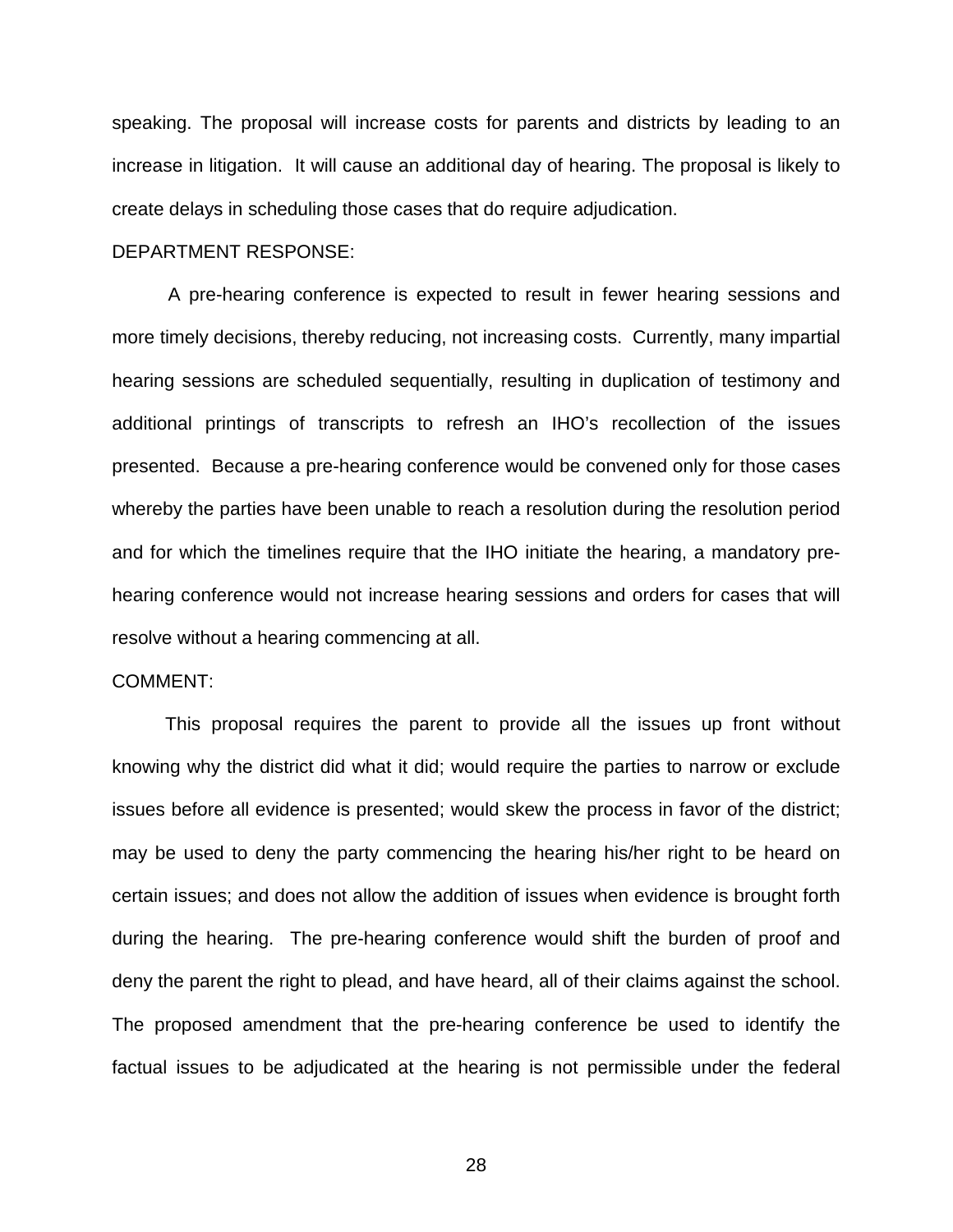speaking. The proposal will increase costs for parents and districts by leading to an increase in litigation. It will cause an additional day of hearing. The proposal is likely to create delays in scheduling those cases that do require adjudication.

DEPARTMENT RESPONSE:

A pre-hearing conference is expected to result in fewer hearing sessions and more timely decisions, thereby reducing, not increasing costs. Currently, many impartial hearing sessions are scheduled sequentially, resulting in duplication of testimony and additional printings of transcripts to refresh an IHO's recollection of the issues presented. Because a pre-hearing conference would be convened only for those cases whereby the parties have been unable to reach a resolution during the resolution period and for which the timelines require that the IHO initiate the hearing, a mandatory pre-hearing conference would not increase hearing sessions and orders for cases that will resolve without a hearing commencing at all.

COMMENT:

This proposal requires the parent to provide all the issues up front without knowing why the district did what it did; would require the parties to narrow or exclude issues before all evidence is presented; would skew the process in favor of the district; may be used to deny the party commencing the hearing his/her right to be heard on certain issues; and does not allow the addition of issues when evidence is brought forth during the hearing. The pre-hearing conference would shift the burden of proof and deny the parent the right to plead, and have heard, all of their claims against the school. The proposed amendment that the pre-hearing conference be used to identify the factual issues to be adjudicated at the hearing is not permissible under the federal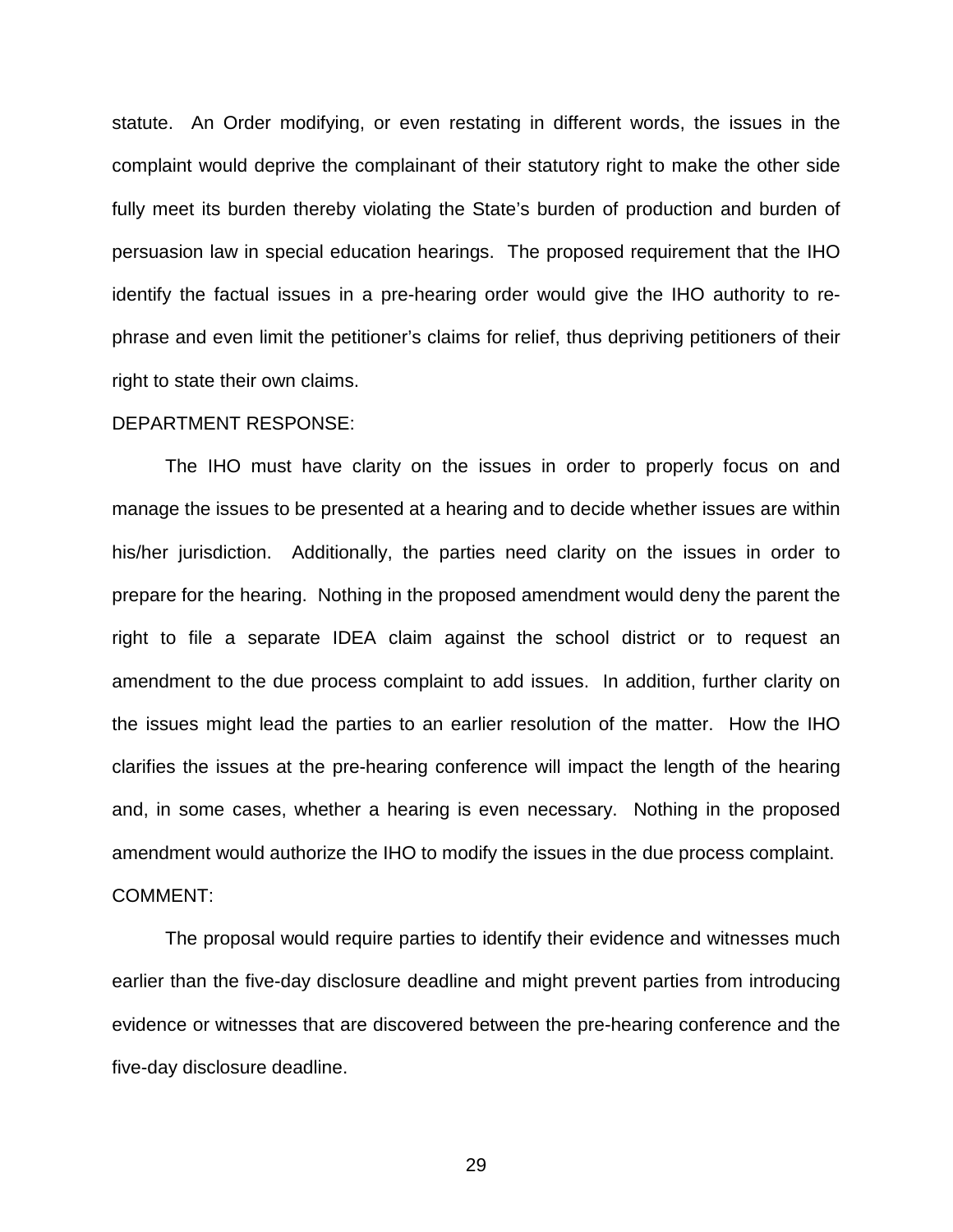statute. An Order modifying, or even restating in different words, the issues in the complaint would deprive the complainant of their statutory right to make the other side fully meet its burden thereby violating the State's burden of production and burden of persuasion law in special education hearings. The proposed requirement that the IHO identify the factual issues in a pre-hearing order would give the IHO authority to re-phrase and even limit the petitioner's claims for relief, thus depriving petitioners of their right to state their own claims.

DEPARTMENT RESPONSE:

The IHO must have clarity on the issues in order to properly focus on and manage the issues to be presented at a hearing and to decide whether issues are within his/her jurisdiction. Additionally, the parties need clarity on the issues in order to prepare for the hearing. Nothing in the proposed amendment would deny the parent the right to file a separate IDEA claim against the school district or to request an amendment to the due process complaint to add issues. In addition, further clarity on the issues might lead the parties to an earlier resolution of the matter. How the IHO clarifies the issues at the pre-hearing conference will impact the length of the hearing and, in some cases, whether a hearing is even necessary. Nothing in the proposed amendment would authorize the IHO to modify the issues in the due process complaint.

COMMENT:

The proposal would require parties to identify their evidence and witnesses much earlier than the five-day disclosure deadline and might prevent parties from introducing evidence or witnesses that are discovered between the pre-hearing conference and the five-day disclosure deadline.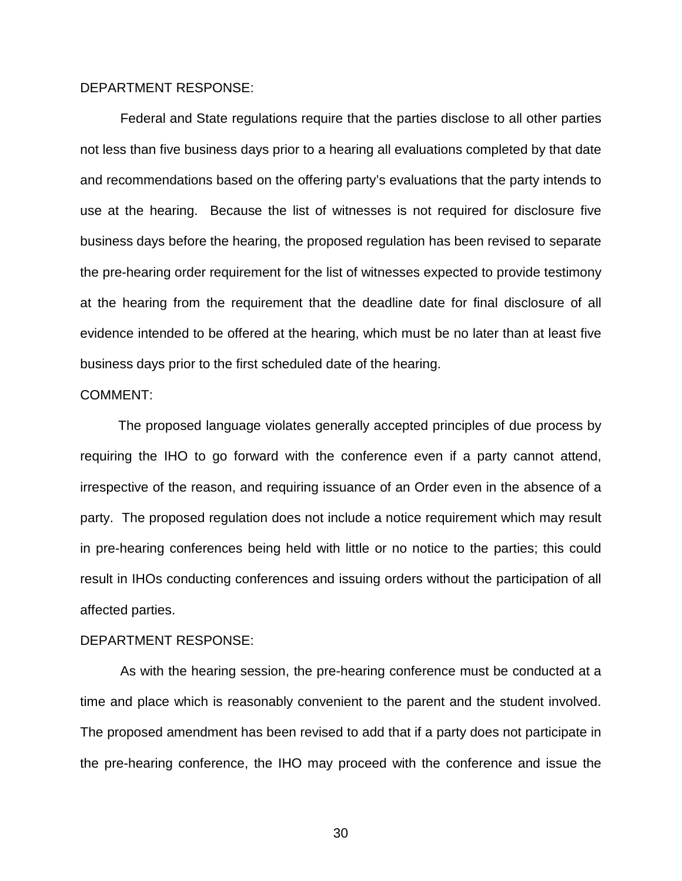DEPARTMENT RESPONSE:

Federal and State regulations require that the parties disclose to all other parties not less than five business days prior to a hearing all evaluations completed by that date and recommendations based on the offering party's evaluations that the party intends to use at the hearing. Because the list of witnesses is not required for disclosure five business days before the hearing, the proposed regulation has been revised to separate the pre-hearing order requirement for the list of witnesses expected to provide testimony at the hearing from the requirement that the deadline date for final disclosure of all evidence intended to be offered at the hearing, which must be no later than at least five business days prior to the first scheduled date of the hearing.

COMMENT:

The proposed language violates generally accepted principles of due process by requiring the IHO to go forward with the conference even if a party cannot attend, irrespective of the reason, and requiring issuance of an Order even in the absence of a party. The proposed regulation does not include a notice requirement which may result in pre-hearing conferences being held with little or no notice to the parties; this could result in IHOs conducting conferences and issuing orders without the participation of all affected parties.

DEPARTMENT RESPONSE:

As with the hearing session, the pre-hearing conference must be conducted at a time and place which is reasonably convenient to the parent and the student involved. The proposed amendment has been revised to add that if a party does not participate in the pre-hearing conference, the IHO may proceed with the conference and issue the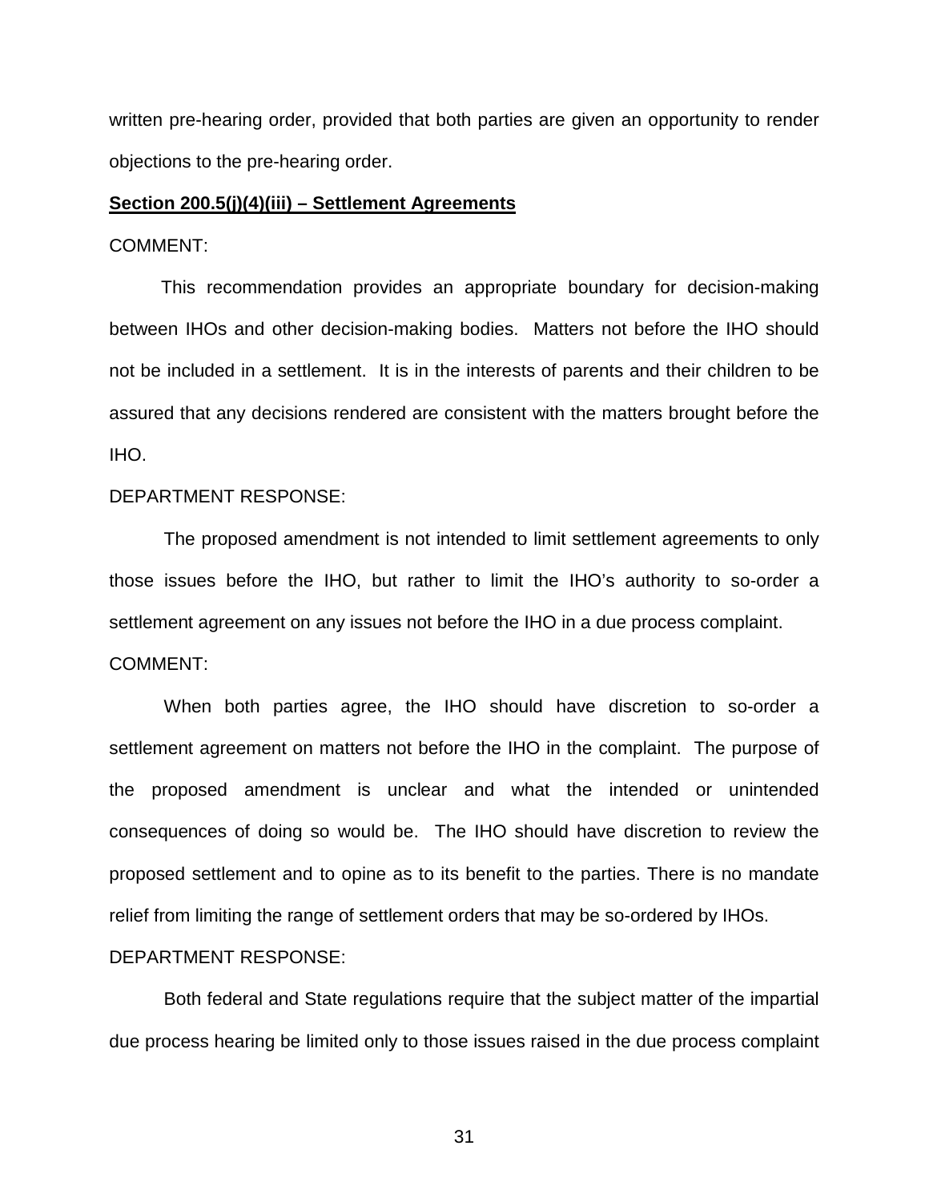written pre-hearing order, provided that both parties are given an opportunity to render objections to the pre-hearing order.

**<u>Section 200.5(j)(4)(iii) – Settlement Agreements</u>**

COMMENT:

This recommendation provides an appropriate boundary for decision-making between IHOs and other decision-making bodies. Matters not before the IHO should not be included in a settlement. It is in the interests of parents and their children to be assured that any decisions rendered are consistent with the matters brought before the IHO.

DEPARTMENT RESPONSE:

The proposed amendment is not intended to limit settlement agreements to only those issues before the IHO, but rather to limit the IHO's authority to so-order a settlement agreement on any issues not before the IHO in a due process complaint.

COMMENT:

When both parties agree, the IHO should have discretion to so-order a settlement agreement on matters not before the IHO in the complaint. The purpose of the proposed amendment is unclear and what the intended or unintended consequences of doing so would be. The IHO should have discretion to review the proposed settlement and to opine as to its benefit to the parties. There is no mandate relief from limiting the range of settlement orders that may be so-ordered by IHOs.

DEPARTMENT RESPONSE:

Both federal and State regulations require that the subject matter of the impartial due process hearing be limited only to those issues raised in the due process complaint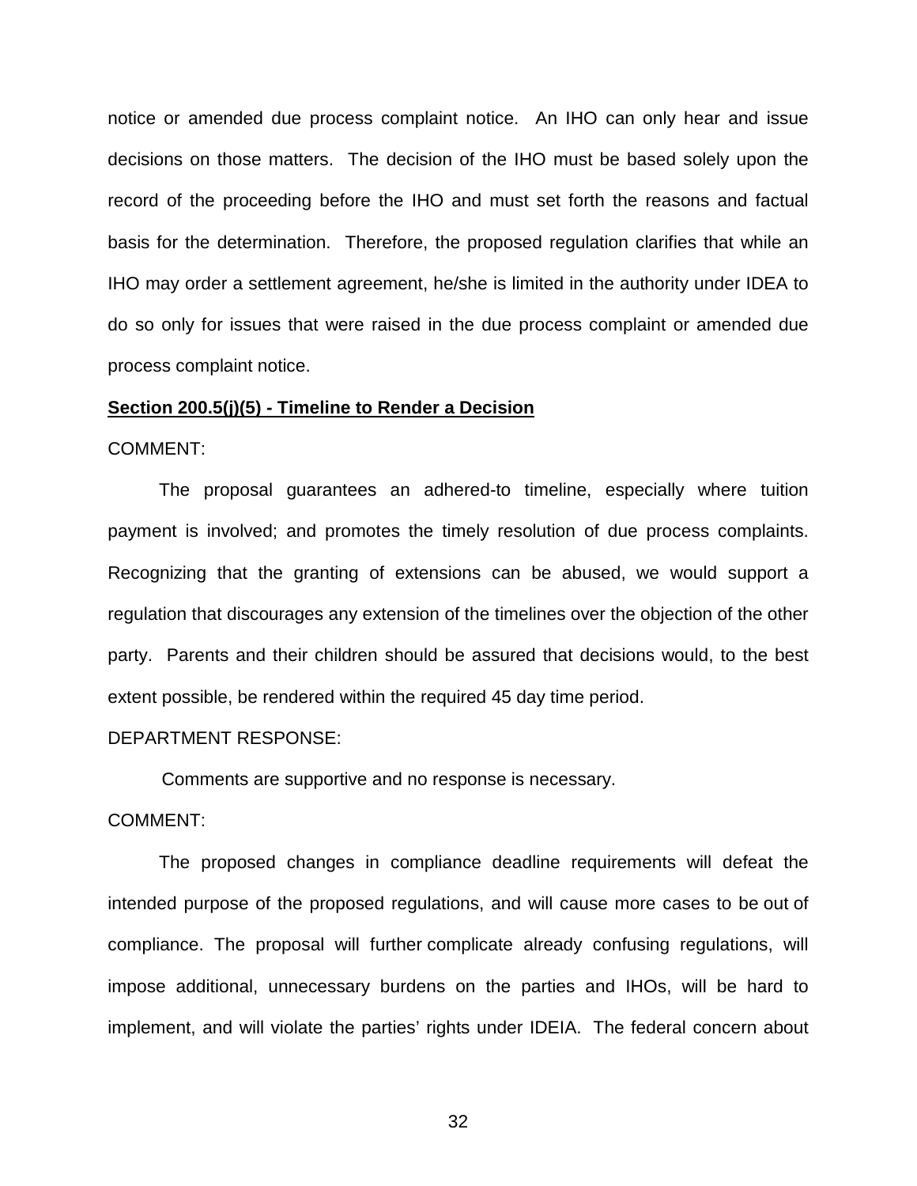notice or amended due process complaint notice. An IHO can only hear and issue decisions on those matters. The decision of the IHO must be based solely upon the record of the proceeding before the IHO and must set forth the reasons and factual basis for the determination. Therefore, the proposed regulation clarifies that while an IHO may order a settlement agreement, he/she is limited in the authority under IDEA to do so only for issues that were raised in the due process complaint or amended due process complaint notice.

**Section 200.5(j)(5) - Timeline to Render a Decision**

COMMENT:

The proposal guarantees an adhered-to timeline, especially where tuition payment is involved; and promotes the timely resolution of due process complaints. Recognizing that the granting of extensions can be abused, we would support a regulation that discourages any extension of the timelines over the objection of the other party. Parents and their children should be assured that decisions would, to the best extent possible, be rendered within the required 45 day time period.

DEPARTMENT RESPONSE:

Comments are supportive and no response is necessary.

COMMENT:

The proposed changes in compliance deadline requirements will defeat the intended purpose of the proposed regulations, and will cause more cases to be out of compliance. The proposal will further complicate already confusing regulations, will impose additional, unnecessary burdens on the parties and IHOs, will be hard to implement, and will violate the parties' rights under IDEIA. The federal concern about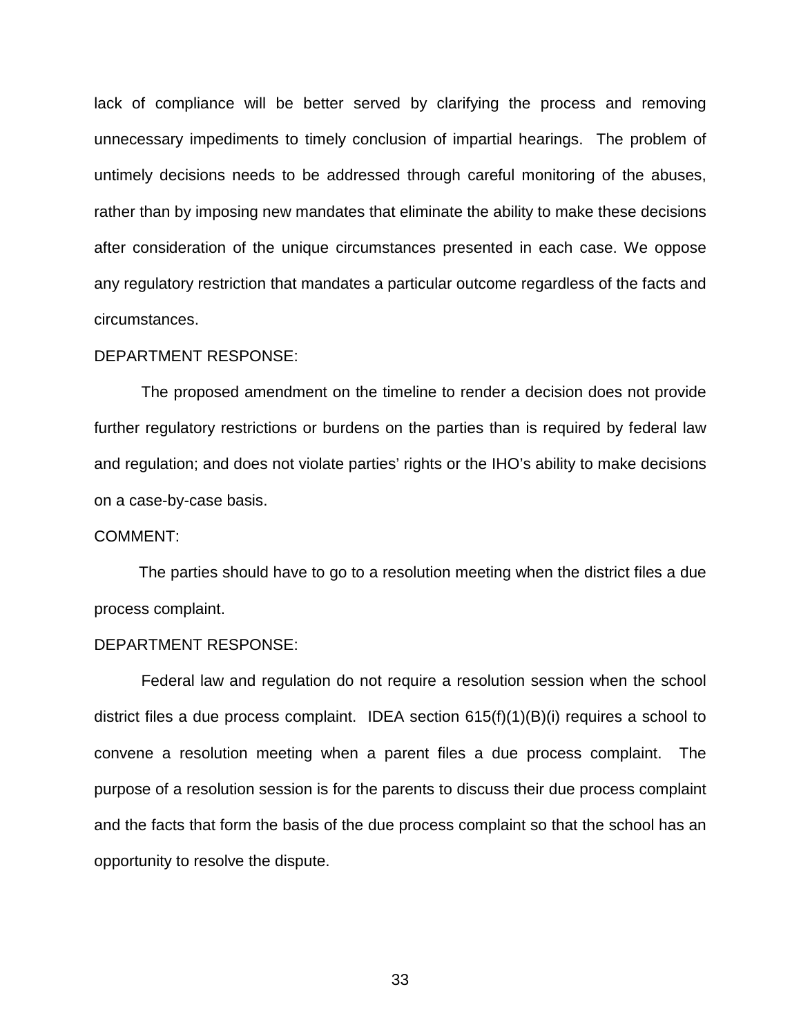lack of compliance will be better served by clarifying the process and removing unnecessary impediments to timely conclusion of impartial hearings. The problem of untimely decisions needs to be addressed through careful monitoring of the abuses, rather than by imposing new mandates that eliminate the ability to make these decisions after consideration of the unique circumstances presented in each case. We oppose any regulatory restriction that mandates a particular outcome regardless of the facts and circumstances.

DEPARTMENT RESPONSE:

The proposed amendment on the timeline to render a decision does not provide further regulatory restrictions or burdens on the parties than is required by federal law and regulation; and does not violate parties' rights or the IHO's ability to make decisions on a case-by-case basis.

COMMENT:

The parties should have to go to a resolution meeting when the district files a due process complaint.

DEPARTMENT RESPONSE:

Federal law and regulation do not require a resolution session when the school district files a due process complaint. IDEA section 615(f)(1)(B)(i) requires a school to convene a resolution meeting when a parent files a due process complaint. The purpose of a resolution session is for the parents to discuss their due process complaint and the facts that form the basis of the due process complaint so that the school has an opportunity to resolve the dispute.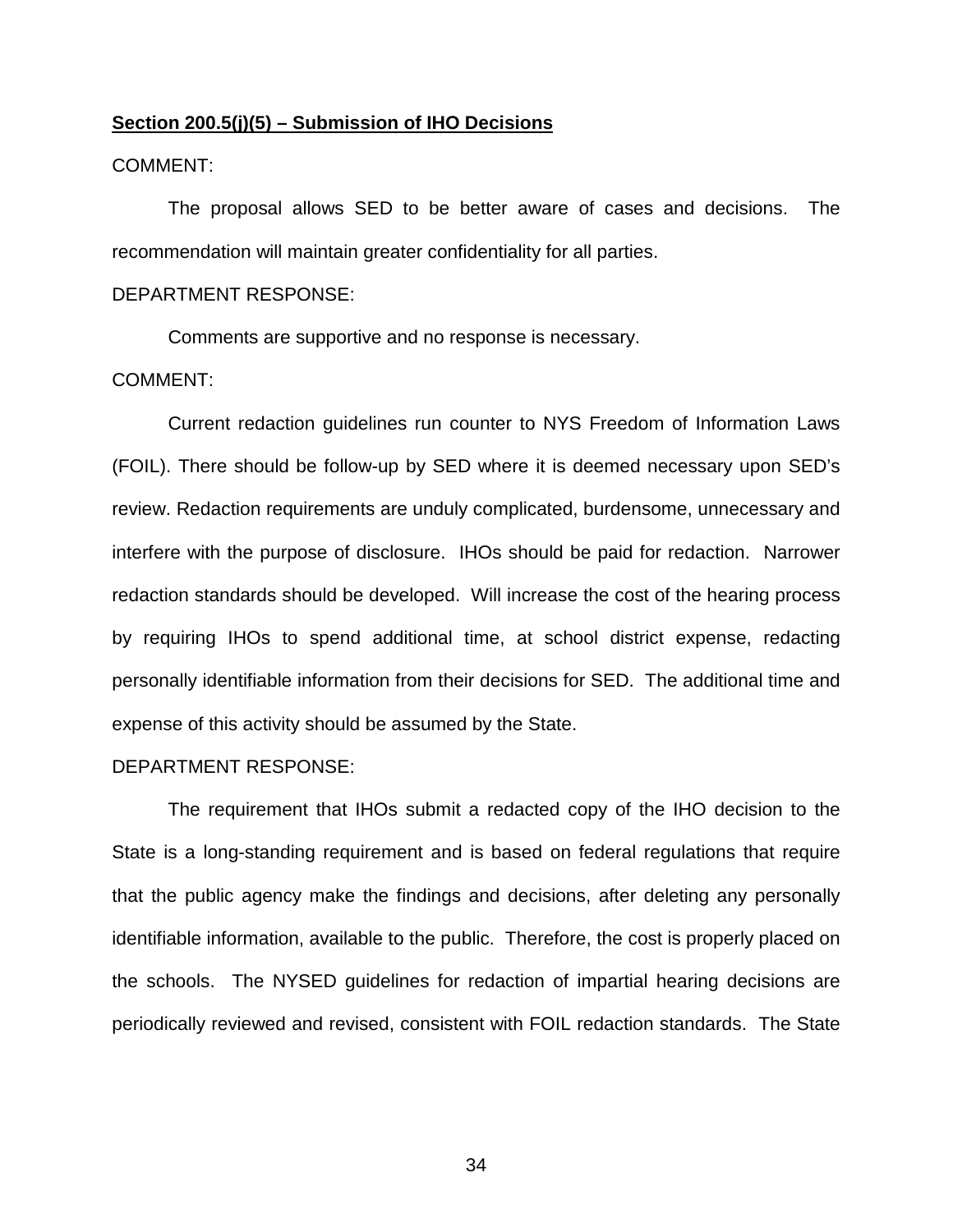**Section 200.5(j)(5) – Submission of IHO Decisions**

COMMENT:

The proposal allows SED to be better aware of cases and decisions. The recommendation will maintain greater confidentiality for all parties.

DEPARTMENT RESPONSE:

Comments are supportive and no response is necessary.

COMMENT:

Current redaction guidelines run counter to NYS Freedom of Information Laws (FOIL). There should be follow-up by SED where it is deemed necessary upon SED's review. Redaction requirements are unduly complicated, burdensome, unnecessary and interfere with the purpose of disclosure. IHOs should be paid for redaction. Narrower redaction standards should be developed. Will increase the cost of the hearing process by requiring IHOs to spend additional time, at school district expense, redacting personally identifiable information from their decisions for SED. The additional time and expense of this activity should be assumed by the State.

DEPARTMENT RESPONSE:

The requirement that IHOs submit a redacted copy of the IHO decision to the State is a long-standing requirement and is based on federal regulations that require that the public agency make the findings and decisions, after deleting any personally identifiable information, available to the public. Therefore, the cost is properly placed on the schools. The NYSED guidelines for redaction of impartial hearing decisions are periodically reviewed and revised, consistent with FOIL redaction standards. The State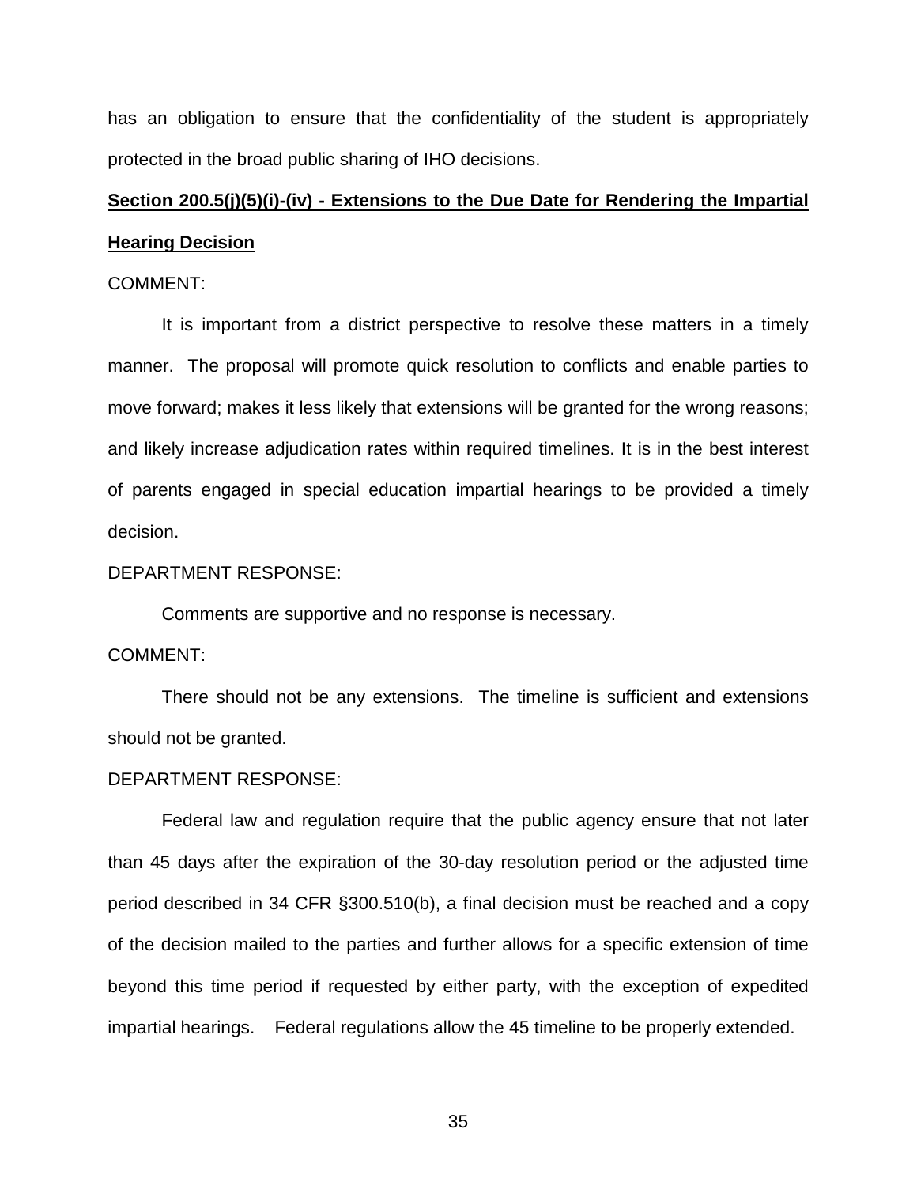has an obligation to ensure that the confidentiality of the student is appropriately protected in the broad public sharing of IHO decisions.

**Section 200.5(j)(5)(i)-(iv) - Extensions to the Due Date for Rendering the Impartial Hearing Decision**

COMMENT:

It is important from a district perspective to resolve these matters in a timely manner. The proposal will promote quick resolution to conflicts and enable parties to move forward; makes it less likely that extensions will be granted for the wrong reasons; and likely increase adjudication rates within required timelines. It is in the best interest of parents engaged in special education impartial hearings to be provided a timely decision.

DEPARTMENT RESPONSE:

Comments are supportive and no response is necessary.

COMMENT:

There should not be any extensions. The timeline is sufficient and extensions should not be granted.

DEPARTMENT RESPONSE:

Federal law and regulation require that the public agency ensure that not later than 45 days after the expiration of the 30-day resolution period or the adjusted time period described in 34 CFR §300.510(b), a final decision must be reached and a copy of the decision mailed to the parties and further allows for a specific extension of time beyond this time period if requested by either party, with the exception of expedited impartial hearings. Federal regulations allow the 45 timeline to be properly extended.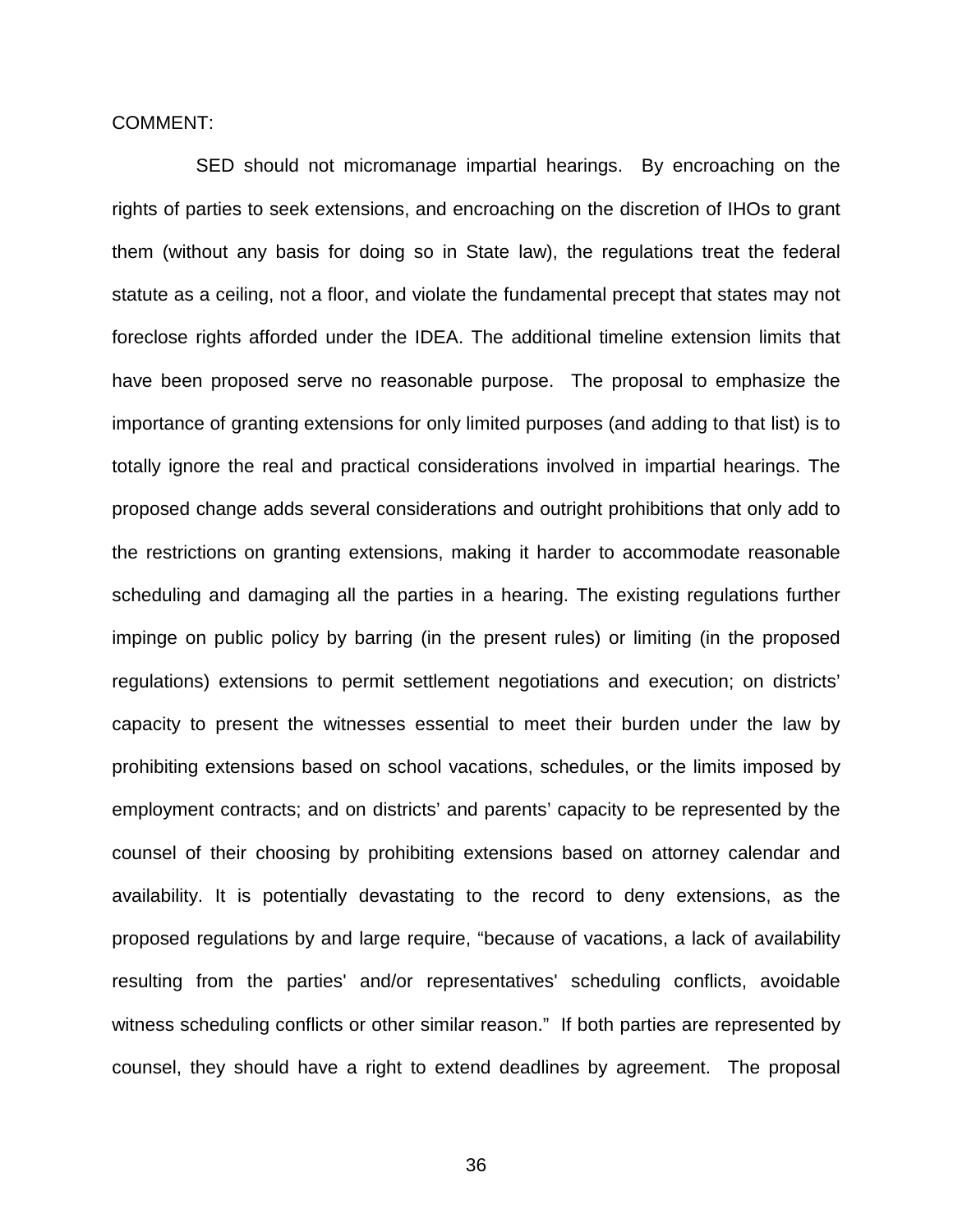COMMENT:

SED should not micromanage impartial hearings. By encroaching on the rights of parties to seek extensions, and encroaching on the discretion of IHOs to grant them (without any basis for doing so in State law), the regulations treat the federal statute as a ceiling, not a floor, and violate the fundamental precept that states may not foreclose rights afforded under the IDEA. The additional timeline extension limits that have been proposed serve no reasonable purpose. The proposal to emphasize the importance of granting extensions for only limited purposes (and adding to that list) is to totally ignore the real and practical considerations involved in impartial hearings. The proposed change adds several considerations and outright prohibitions that only add to the restrictions on granting extensions, making it harder to accommodate reasonable scheduling and damaging all the parties in a hearing. The existing regulations further impinge on public policy by barring (in the present rules) or limiting (in the proposed regulations) extensions to permit settlement negotiations and execution; on districts' capacity to present the witnesses essential to meet their burden under the law by prohibiting extensions based on school vacations, schedules, or the limits imposed by employment contracts; and on districts' and parents' capacity to be represented by the counsel of their choosing by prohibiting extensions based on attorney calendar and availability. It is potentially devastating to the record to deny extensions, as the proposed regulations by and large require, "because of vacations, a lack of availability resulting from the parties' and/or representatives' scheduling conflicts, avoidable witness scheduling conflicts or other similar reason." If both parties are represented by counsel, they should have a right to extend deadlines by agreement. The proposal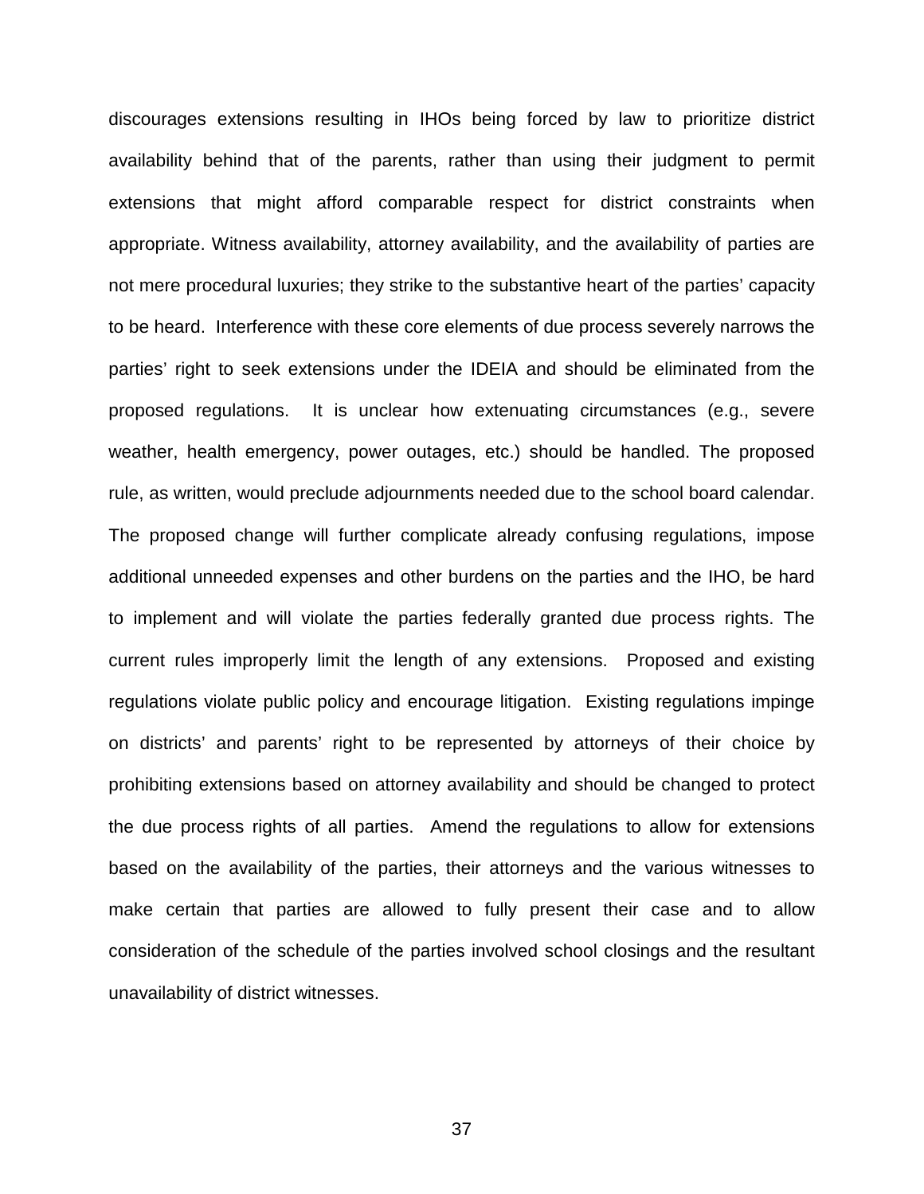discourages extensions resulting in IHOs being forced by law to prioritize district availability behind that of the parents, rather than using their judgment to permit extensions that might afford comparable respect for district constraints when appropriate. Witness availability, attorney availability, and the availability of parties are not mere procedural luxuries; they strike to the substantive heart of the parties' capacity to be heard. Interference with these core elements of due process severely narrows the parties' right to seek extensions under the IDEIA and should be eliminated from the proposed regulations. It is unclear how extenuating circumstances (e.g., severe weather, health emergency, power outages, etc.) should be handled. The proposed rule, as written, would preclude adjournments needed due to the school board calendar. The proposed change will further complicate already confusing regulations, impose additional unneeded expenses and other burdens on the parties and the IHO, be hard to implement and will violate the parties federally granted due process rights. The current rules improperly limit the length of any extensions. Proposed and existing regulations violate public policy and encourage litigation. Existing regulations impinge on districts' and parents' right to be represented by attorneys of their choice by prohibiting extensions based on attorney availability and should be changed to protect the due process rights of all parties. Amend the regulations to allow for extensions based on the availability of the parties, their attorneys and the various witnesses to make certain that parties are allowed to fully present their case and to allow consideration of the schedule of the parties involved school closings and the resultant unavailability of district witnesses.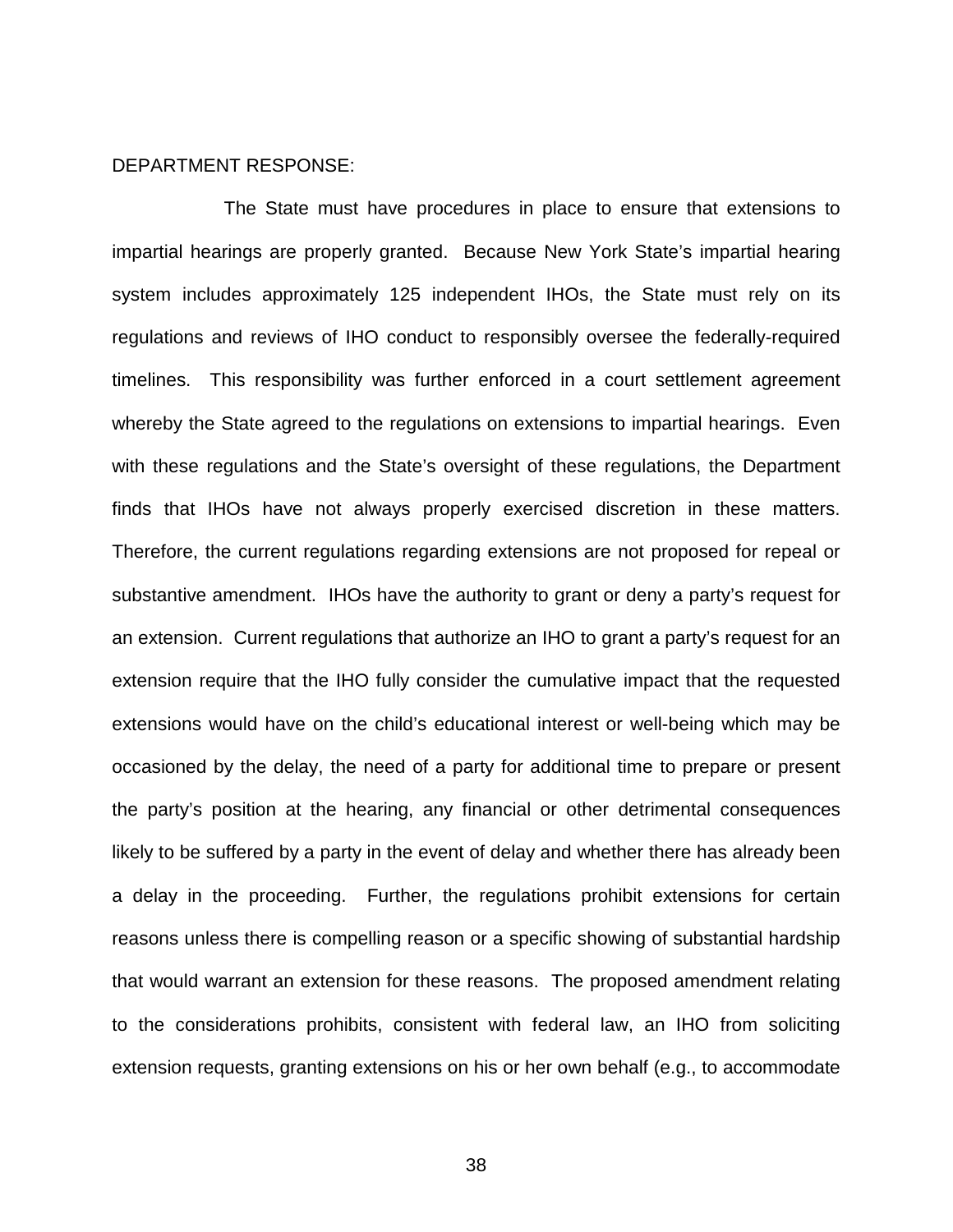DEPARTMENT RESPONSE:

The State must have procedures in place to ensure that extensions to impartial hearings are properly granted. Because New York State's impartial hearing system includes approximately 125 independent IHOs, the State must rely on its regulations and reviews of IHO conduct to responsibly oversee the federally-required timelines. This responsibility was further enforced in a court settlement agreement whereby the State agreed to the regulations on extensions to impartial hearings. Even with these regulations and the State's oversight of these regulations, the Department finds that IHOs have not always properly exercised discretion in these matters. Therefore, the current regulations regarding extensions are not proposed for repeal or substantive amendment. IHOs have the authority to grant or deny a party's request for an extension. Current regulations that authorize an IHO to grant a party's request for an extension require that the IHO fully consider the cumulative impact that the requested extensions would have on the child's educational interest or well-being which may be occasioned by the delay, the need of a party for additional time to prepare or present the party's position at the hearing, any financial or other detrimental consequences likely to be suffered by a party in the event of delay and whether there has already been a delay in the proceeding. Further, the regulations prohibit extensions for certain reasons unless there is compelling reason or a specific showing of substantial hardship that would warrant an extension for these reasons. The proposed amendment relating to the considerations prohibits, consistent with federal law, an IHO from soliciting extension requests, granting extensions on his or her own behalf (e.g., to accommodate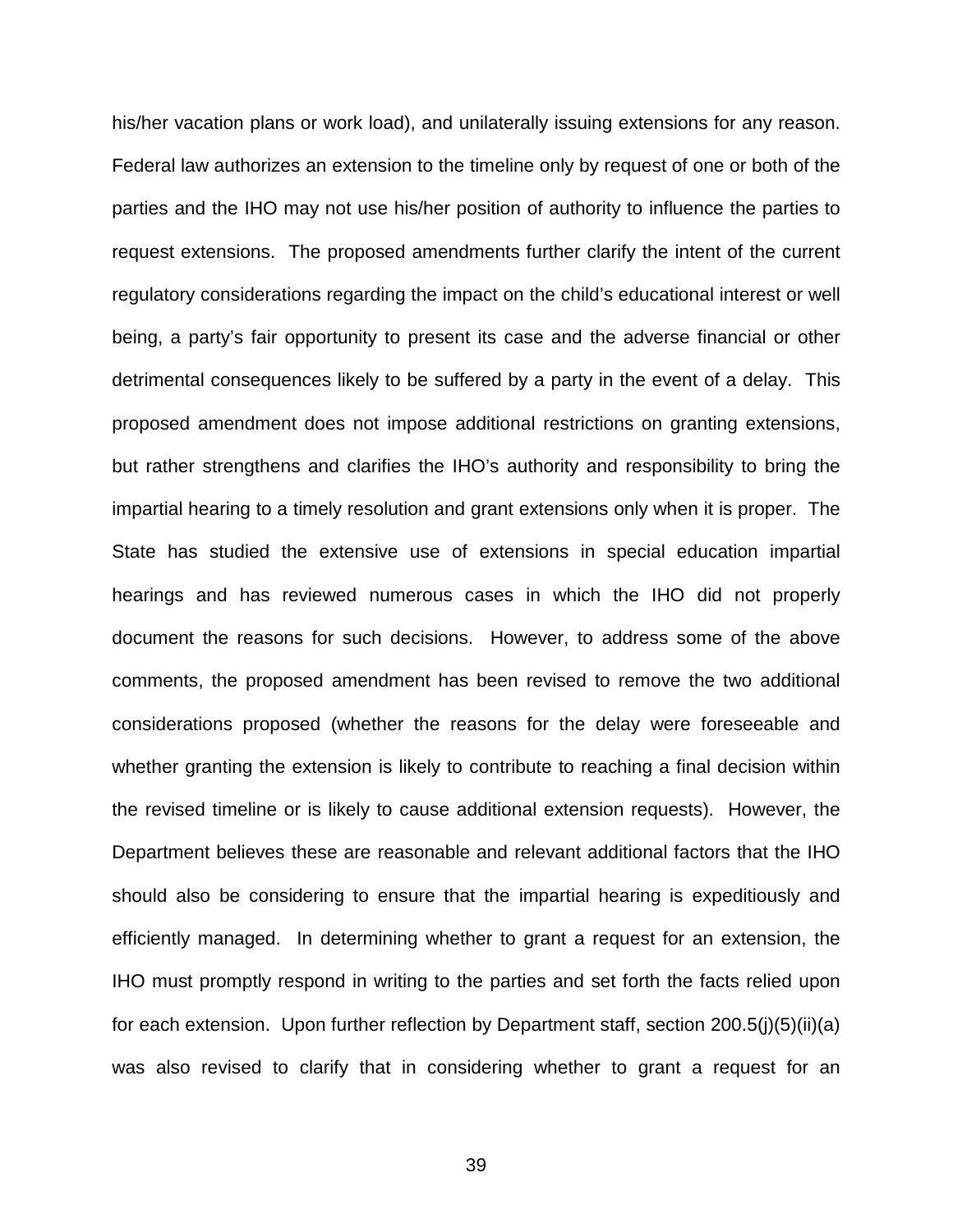his/her vacation plans or work load), and unilaterally issuing extensions for any reason. Federal law authorizes an extension to the timeline only by request of one or both of the parties and the IHO may not use his/her position of authority to influence the parties to request extensions. The proposed amendments further clarify the intent of the current regulatory considerations regarding the impact on the child's educational interest or well being, a party's fair opportunity to present its case and the adverse financial or other detrimental consequences likely to be suffered by a party in the event of a delay. This proposed amendment does not impose additional restrictions on granting extensions, but rather strengthens and clarifies the IHO's authority and responsibility to bring the impartial hearing to a timely resolution and grant extensions only when it is proper. The State has studied the extensive use of extensions in special education impartial hearings and has reviewed numerous cases in which the IHO did not properly document the reasons for such decisions. However, to address some of the above comments, the proposed amendment has been revised to remove the two additional considerations proposed (whether the reasons for the delay were foreseeable and whether granting the extension is likely to contribute to reaching a final decision within the revised timeline or is likely to cause additional extension requests). However, the Department believes these are reasonable and relevant additional factors that the IHO should also be considering to ensure that the impartial hearing is expeditiously and efficiently managed. In determining whether to grant a request for an extension, the IHO must promptly respond in writing to the parties and set forth the facts relied upon for each extension. Upon further reflection by Department staff, section 200.5(j)(5)(ii)(a) was also revised to clarify that in considering whether to grant a request for an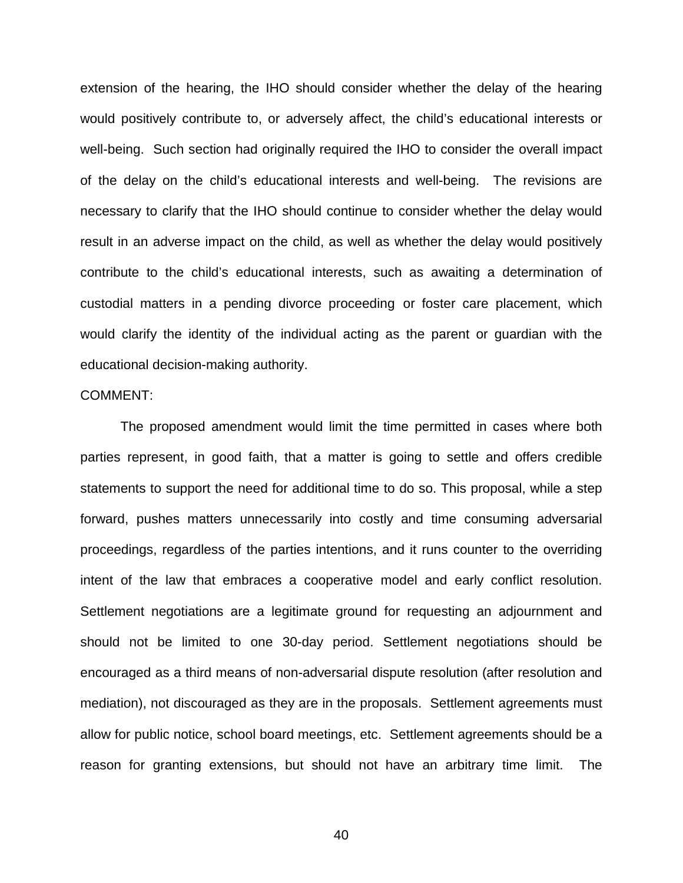extension of the hearing, the IHO should consider whether the delay of the hearing would positively contribute to, or adversely affect, the child's educational interests or well-being. Such section had originally required the IHO to consider the overall impact of the delay on the child's educational interests and well-being. The revisions are necessary to clarify that the IHO should continue to consider whether the delay would result in an adverse impact on the child, as well as whether the delay would positively contribute to the child's educational interests, such as awaiting a determination of custodial matters in a pending divorce proceeding or foster care placement, which would clarify the identity of the individual acting as the parent or guardian with the educational decision-making authority.

COMMENT:

The proposed amendment would limit the time permitted in cases where both parties represent, in good faith, that a matter is going to settle and offers credible statements to support the need for additional time to do so. This proposal, while a step forward, pushes matters unnecessarily into costly and time consuming adversarial proceedings, regardless of the parties intentions, and it runs counter to the overriding intent of the law that embraces a cooperative model and early conflict resolution. Settlement negotiations are a legitimate ground for requesting an adjournment and should not be limited to one 30-day period. Settlement negotiations should be encouraged as a third means of non-adversarial dispute resolution (after resolution and mediation), not discouraged as they are in the proposals. Settlement agreements must allow for public notice, school board meetings, etc. Settlement agreements should be a reason for granting extensions, but should not have an arbitrary time limit. The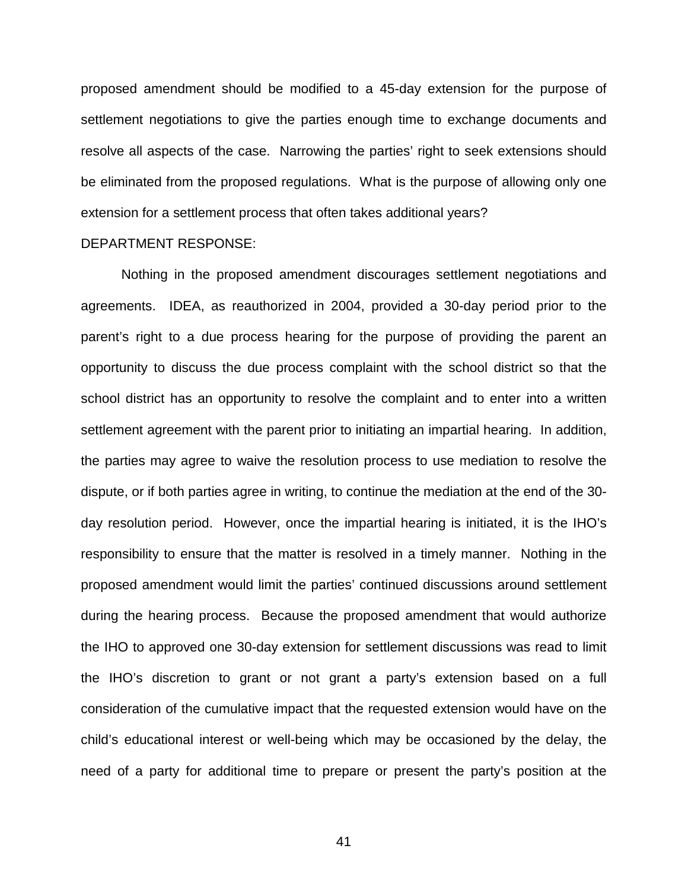proposed amendment should be modified to a 45-day extension for the purpose of settlement negotiations to give the parties enough time to exchange documents and resolve all aspects of the case. Narrowing the parties' right to seek extensions should be eliminated from the proposed regulations. What is the purpose of allowing only one extension for a settlement process that often takes additional years?

DEPARTMENT RESPONSE:

Nothing in the proposed amendment discourages settlement negotiations and agreements. IDEA, as reauthorized in 2004, provided a 30-day period prior to the parent's right to a due process hearing for the purpose of providing the parent an opportunity to discuss the due process complaint with the school district so that the school district has an opportunity to resolve the complaint and to enter into a written settlement agreement with the parent prior to initiating an impartial hearing. In addition, the parties may agree to waive the resolution process to use mediation to resolve the dispute, or if both parties agree in writing, to continue the mediation at the end of the 30-day resolution period. However, once the impartial hearing is initiated, it is the IHO's responsibility to ensure that the matter is resolved in a timely manner. Nothing in the proposed amendment would limit the parties' continued discussions around settlement during the hearing process. Because the proposed amendment that would authorize the IHO to approved one 30-day extension for settlement discussions was read to limit the IHO's discretion to grant or not grant a party's extension based on a full consideration of the cumulative impact that the requested extension would have on the child's educational interest or well-being which may be occasioned by the delay, the need of a party for additional time to prepare or present the party's position at the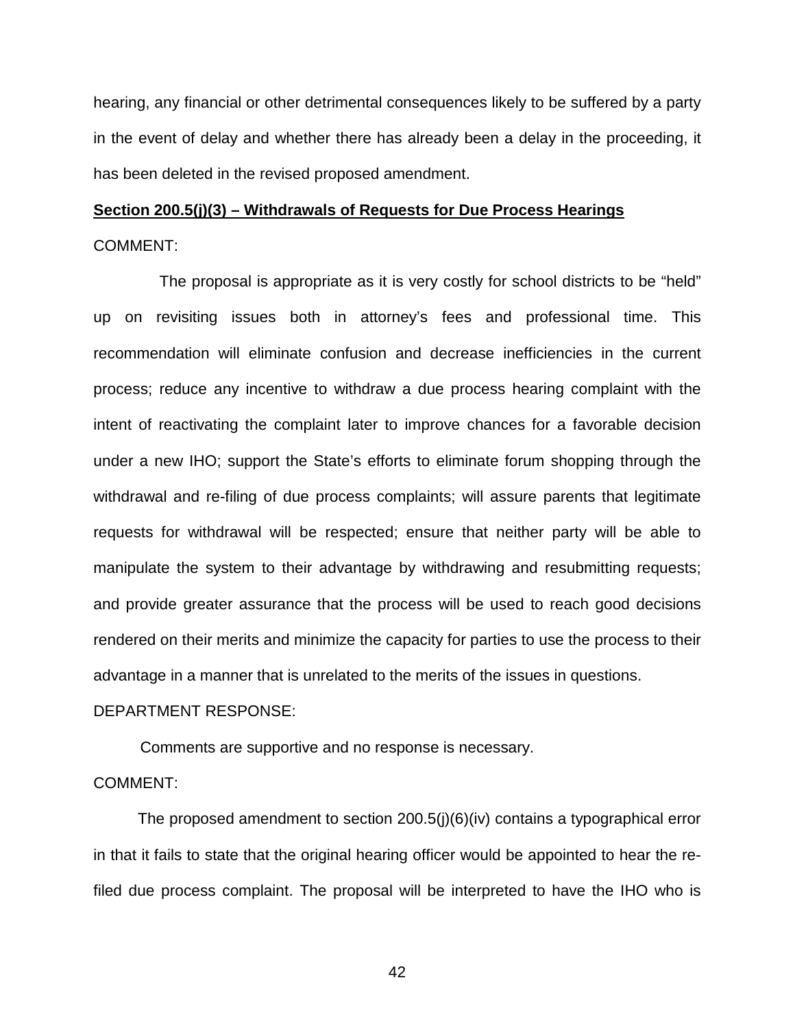hearing, any financial or other detrimental consequences likely to be suffered by a party in the event of delay and whether there has already been a delay in the proceeding, it has been deleted in the revised proposed amendment.

**Section 200.5(j)(3) – Withdrawals of Requests for Due Process Hearings**

COMMENT:

The proposal is appropriate as it is very costly for school districts to be "held" up on revisiting issues both in attorney's fees and professional time. This recommendation will eliminate confusion and decrease inefficiencies in the current process; reduce any incentive to withdraw a due process hearing complaint with the intent of reactivating the complaint later to improve chances for a favorable decision under a new IHO; support the State's efforts to eliminate forum shopping through the withdrawal and re-filing of due process complaints; will assure parents that legitimate requests for withdrawal will be respected; ensure that neither party will be able to manipulate the system to their advantage by withdrawing and resubmitting requests; and provide greater assurance that the process will be used to reach good decisions rendered on their merits and minimize the capacity for parties to use the process to their advantage in a manner that is unrelated to the merits of the issues in questions.

DEPARTMENT RESPONSE:

Comments are supportive and no response is necessary.

COMMENT:

The proposed amendment to section 200.5(j)(6)(iv) contains a typographical error in that it fails to state that the original hearing officer would be appointed to hear the re-filed due process complaint. The proposal will be interpreted to have the IHO who is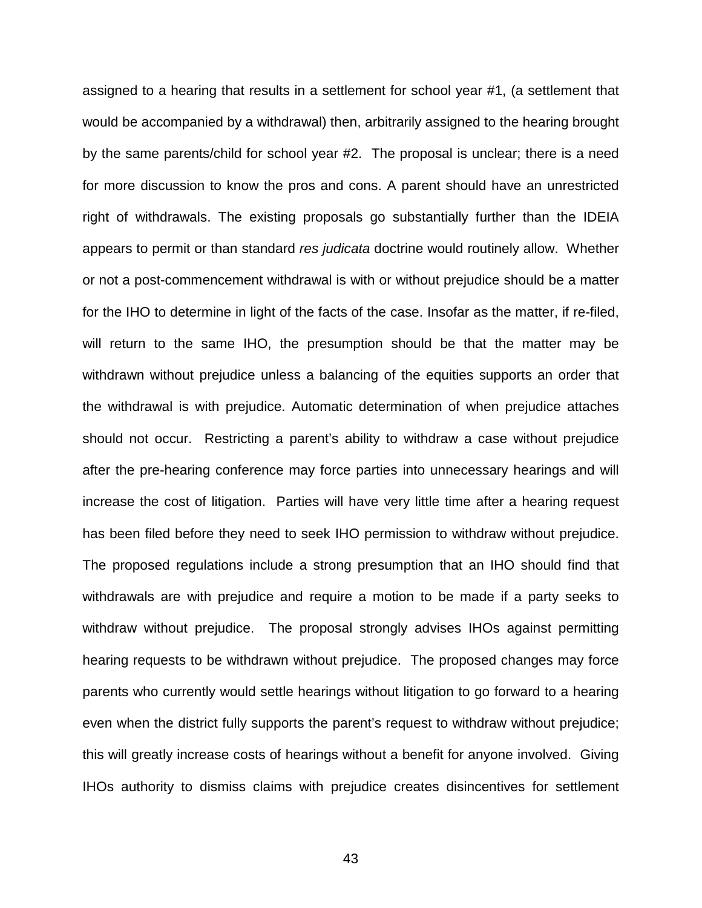assigned to a hearing that results in a settlement for school year #1, (a settlement that would be accompanied by a withdrawal) then, arbitrarily assigned to the hearing brought by the same parents/child for school year #2. The proposal is unclear; there is a need for more discussion to know the pros and cons. A parent should have an unrestricted right of withdrawals. The existing proposals go substantially further than the IDEIA appears to permit or than standard *res judicata* doctrine would routinely allow. Whether or not a post-commencement withdrawal is with or without prejudice should be a matter for the IHO to determine in light of the facts of the case. Insofar as the matter, if re-filed, will return to the same IHO, the presumption should be that the matter may be withdrawn without prejudice unless a balancing of the equities supports an order that the withdrawal is with prejudice. Automatic determination of when prejudice attaches should not occur. Restricting a parent's ability to withdraw a case without prejudice after the pre-hearing conference may force parties into unnecessary hearings and will increase the cost of litigation. Parties will have very little time after a hearing request has been filed before they need to seek IHO permission to withdraw without prejudice. The proposed regulations include a strong presumption that an IHO should find that withdrawals are with prejudice and require a motion to be made if a party seeks to withdraw without prejudice. The proposal strongly advises IHOs against permitting hearing requests to be withdrawn without prejudice. The proposed changes may force parents who currently would settle hearings without litigation to go forward to a hearing even when the district fully supports the parent's request to withdraw without prejudice; this will greatly increase costs of hearings without a benefit for anyone involved. Giving IHOs authority to dismiss claims with prejudice creates disincentives for settlement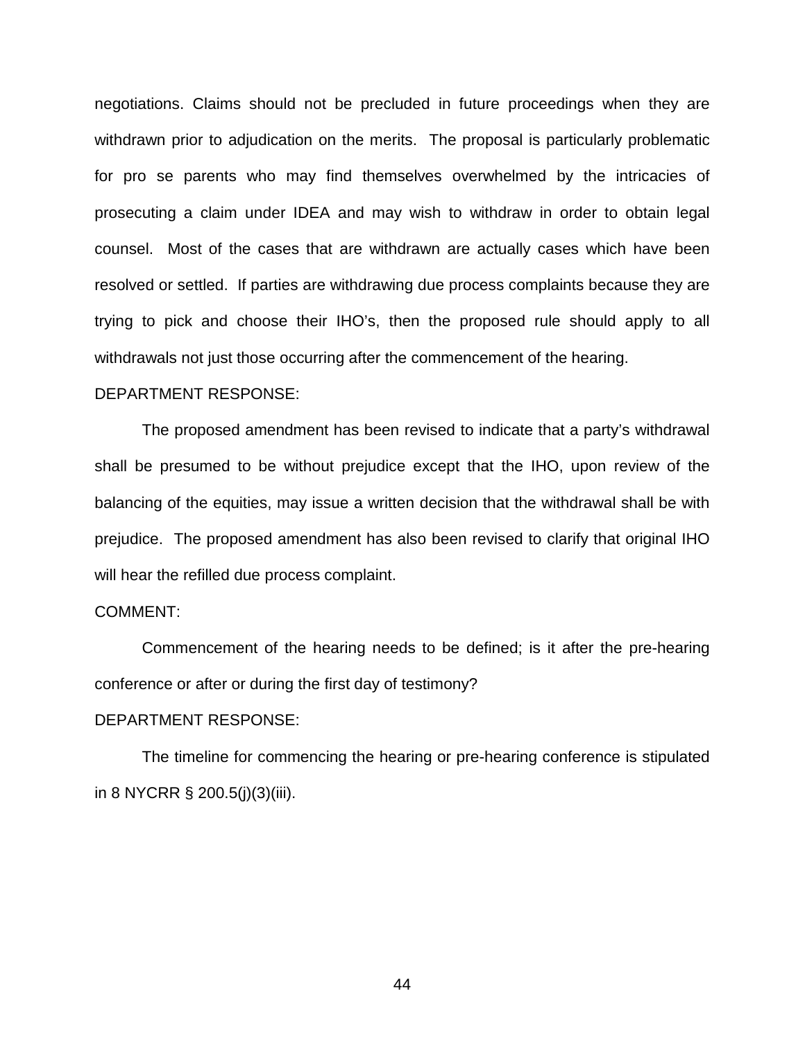negotiations. Claims should not be precluded in future proceedings when they are withdrawn prior to adjudication on the merits. The proposal is particularly problematic for pro se parents who may find themselves overwhelmed by the intricacies of prosecuting a claim under IDEA and may wish to withdraw in order to obtain legal counsel. Most of the cases that are withdrawn are actually cases which have been resolved or settled. If parties are withdrawing due process complaints because they are trying to pick and choose their IHO's, then the proposed rule should apply to all withdrawals not just those occurring after the commencement of the hearing.

DEPARTMENT RESPONSE:

The proposed amendment has been revised to indicate that a party's withdrawal shall be presumed to be without prejudice except that the IHO, upon review of the balancing of the equities, may issue a written decision that the withdrawal shall be with prejudice. The proposed amendment has also been revised to clarify that original IHO will hear the refilled due process complaint.

COMMENT:

Commencement of the hearing needs to be defined; is it after the pre-hearing conference or after or during the first day of testimony?

DEPARTMENT RESPONSE:

The timeline for commencing the hearing or pre-hearing conference is stipulated in 8 NYCRR § 200.5(j)(3)(iii).